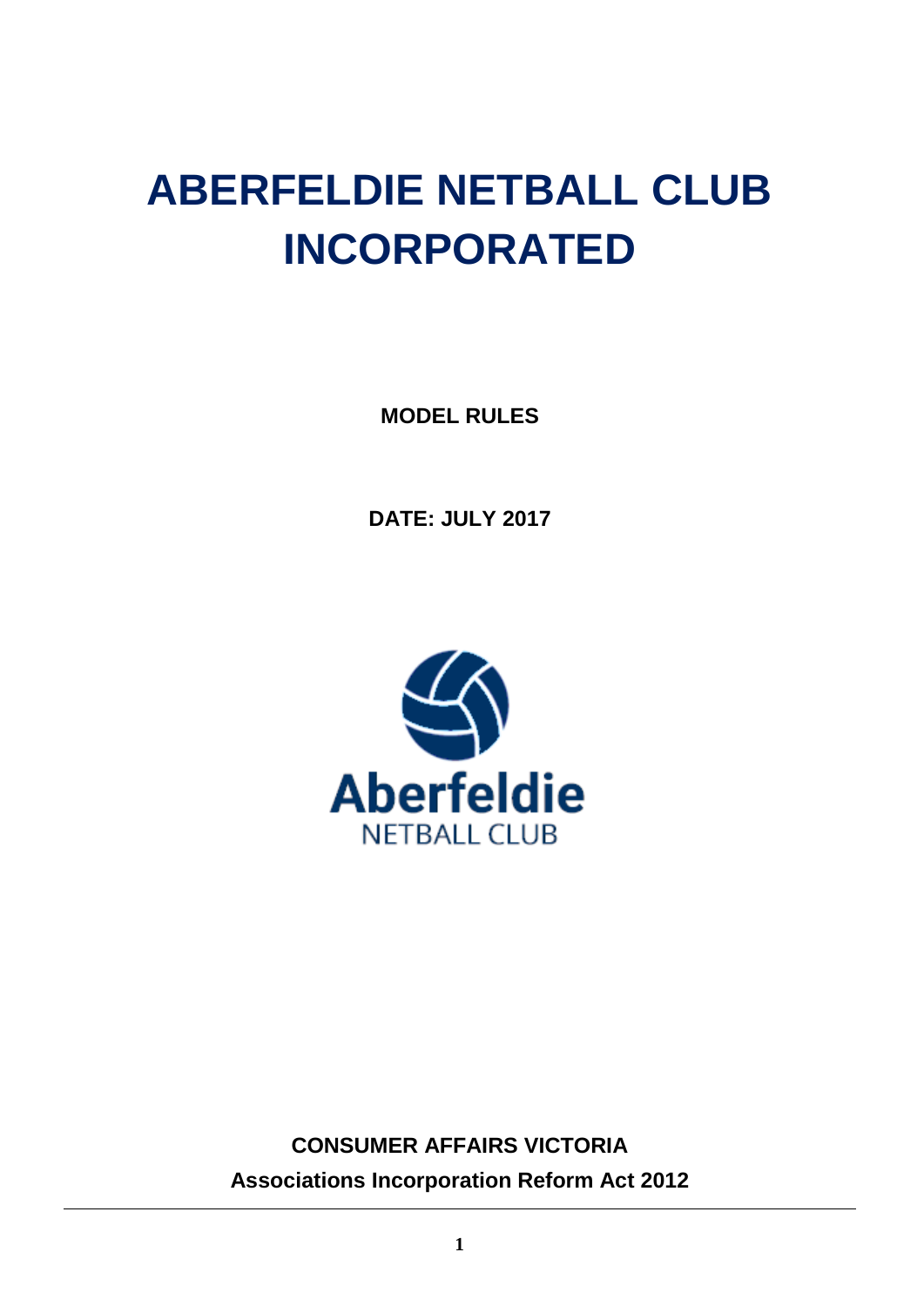# ABERFELDIE NETBALL CLUB INCORPORATED

**MODEL RULES**

**DATE: JULY 2017**

**CONSUMER AFFAIRS VICTORIA**

**Associations Incorporation Reform Act 2012**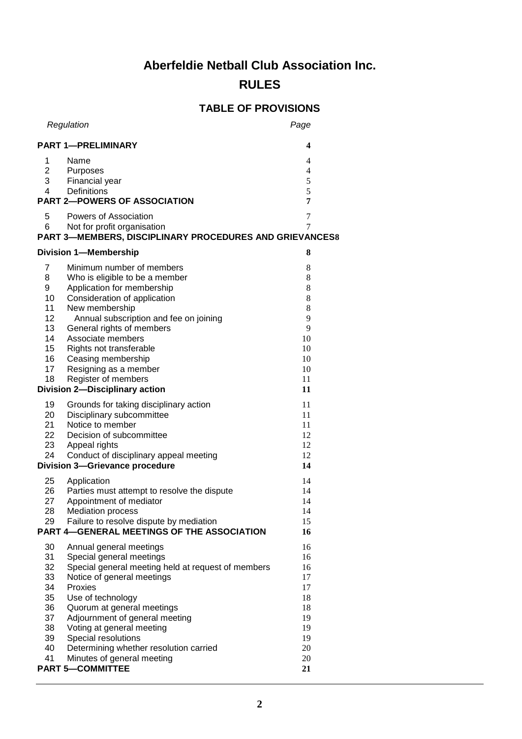# Aberfeldie Netball Club Association Inc.

# RULES

## TABLE OF PROVISIONS

| | *Regulation* | *Page* |
|---|---|---|
| | **PART 1—PRELIMINARY** | **4** |
| 1 | Name | 4 |
| 2 | Purposes | 4 |
| 3 | Financial year | 5 |
| 4 | Definitions | 5 |
| | **PART 2—POWERS OF ASSOCIATION** | **7** |
| 5 | Powers of Association | 7 |
| 6 | Not for profit organisation | 7 |
| | **PART 3—MEMBERS, DISCIPLINARY PROCEDURES AND GRIEVANCES** | **8** |
| | **Division 1—Membership** | **8** |
| 7 | Minimum number of members | 8 |
| 8 | Who is eligible to be a member | 8 |
| 9 | Application for membership | 8 |
| 10 | Consideration of application | 8 |
| 11 | New membership | 8 |
| 12 | Annual subscription and fee on joining | 9 |
| 13 | General rights of members | 9 |
| 14 | Associate members | 10 |
| 15 | Rights not transferable | 10 |
| 16 | Ceasing membership | 10 |
| 17 | Resigning as a member | 10 |
| 18 | Register of members | 11 |
| | **Division 2—Disciplinary action** | **11** |
| 19 | Grounds for taking disciplinary action | 11 |
| 20 | Disciplinary subcommittee | 11 |
| 21 | Notice to member | 11 |
| 22 | Decision of subcommittee | 12 |
| 23 | Appeal rights | 12 |
| 24 | Conduct of disciplinary appeal meeting | 12 |
| | **Division 3—Grievance procedure** | **14** |
| 25 | Application | 14 |
| 26 | Parties must attempt to resolve the dispute | 14 |
| 27 | Appointment of mediator | 14 |
| 28 | Mediation process | 14 |
| 29 | Failure to resolve dispute by mediation | 15 |
| | **PART 4—GENERAL MEETINGS OF THE ASSOCIATION** | **16** |
| 30 | Annual general meetings | 16 |
| 31 | Special general meetings | 16 |
| 32 | Special general meeting held at request of members | 16 |
| 33 | Notice of general meetings | 17 |
| 34 | Proxies | 17 |
| 35 | Use of technology | 18 |
| 36 | Quorum at general meetings | 18 |
| 37 | Adjournment of general meeting | 19 |
| 38 | Voting at general meeting | 19 |
| 39 | Special resolutions | 19 |
| 40 | Determining whether resolution carried | 20 |
| 41 | Minutes of general meeting | 20 |
| | **PART 5—COMMITTEE** | **21** |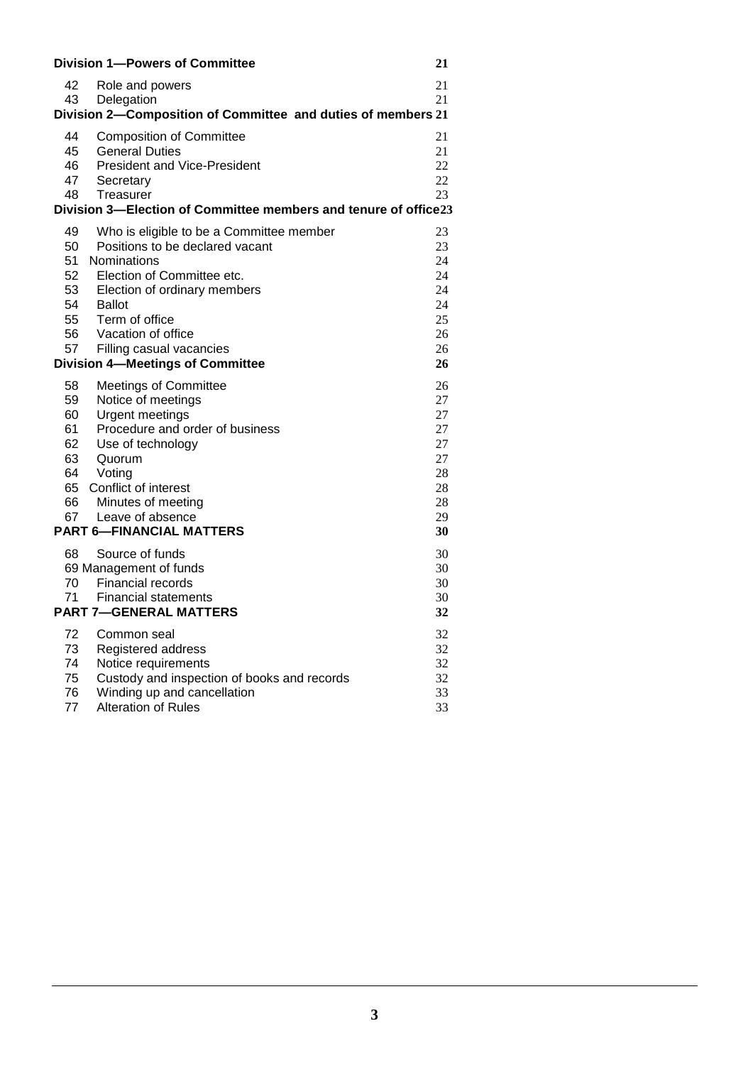**Division 1—Powers of Committee** 21

42 Role and powers 21
43 Delegation 21

**Division 2—Composition of Committee and duties of members** 21

44 Composition of Committee 21
45 General Duties 21
46 President and Vice-President 22
47 Secretary 22
48 Treasurer 23

**Division 3—Election of Committee members and tenure of office** 23

49 Who is eligible to be a Committee member 23
50 Positions to be declared vacant 23
51 Nominations 24
52 Election of Committee etc. 24
53 Election of ordinary members 24
54 Ballot 24
55 Term of office 25
56 Vacation of office 26
57 Filling casual vacancies 26

**Division 4—Meetings of Committee** 26

58 Meetings of Committee 26
59 Notice of meetings 27
60 Urgent meetings 27
61 Procedure and order of business 27
62 Use of technology 27
63 Quorum 27
64 Voting 28
65 Conflict of interest 28
66 Minutes of meeting 28
67 Leave of absence 29

**PART 6—FINANCIAL MATTERS** 30

68 Source of funds 30
69 Management of funds 30
70 Financial records 30
71 Financial statements 30

**PART 7—GENERAL MATTERS** 32

72 Common seal 32
73 Registered address 32
74 Notice requirements 32
75 Custody and inspection of books and records 32
76 Winding up and cancellation 33
77 Alteration of Rules 33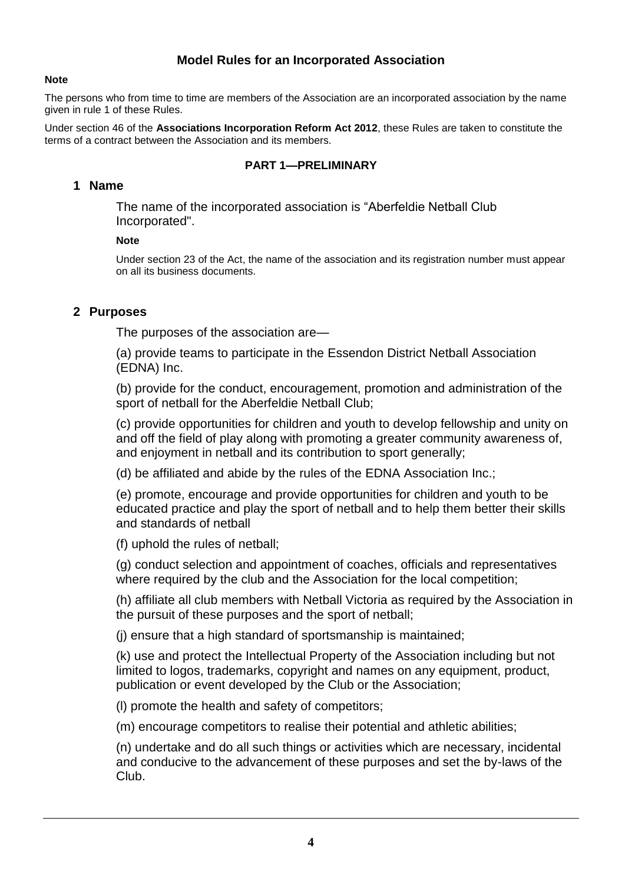# Model Rules for an Incorporated Association

**Note**

The persons who from time to time are members of the Association are an incorporated association by the name given in rule 1 of these Rules.

Under section 46 of the **Associations Incorporation Reform Act 2012**, these Rules are taken to constitute the terms of a contract between the Association and its members.

## PART 1—PRELIMINARY

### 1 Name

The name of the incorporated association is "Aberfeldie Netball Club Incorporated".

**Note**

Under section 23 of the Act, the name of the association and its registration number must appear on all its business documents.

### 2 Purposes

The purposes of the association are—

(a) provide teams to participate in the Essendon District Netball Association (EDNA) Inc.

(b) provide for the conduct, encouragement, promotion and administration of the sport of netball for the Aberfeldie Netball Club;

(c) provide opportunities for children and youth to develop fellowship and unity on and off the field of play along with promoting a greater community awareness of, and enjoyment in netball and its contribution to sport generally;

(d) be affiliated and abide by the rules of the EDNA Association Inc.;

(e) promote, encourage and provide opportunities for children and youth to be educated practice and play the sport of netball and to help them better their skills and standards of netball

(f) uphold the rules of netball;

(g) conduct selection and appointment of coaches, officials and representatives where required by the club and the Association for the local competition;

(h) affiliate all club members with Netball Victoria as required by the Association in the pursuit of these purposes and the sport of netball;

(j) ensure that a high standard of sportsmanship is maintained;

(k) use and protect the Intellectual Property of the Association including but not limited to logos, trademarks, copyright and names on any equipment, product, publication or event developed by the Club or the Association;

(l) promote the health and safety of competitors;

(m) encourage competitors to realise their potential and athletic abilities;

(n) undertake and do all such things or activities which are necessary, incidental and conducive to the advancement of these purposes and set the by-laws of the Club.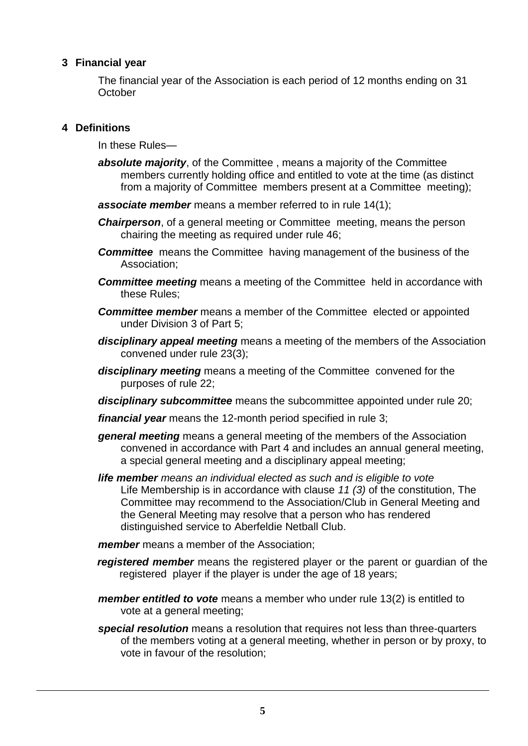## 3 Financial year

The financial year of the Association is each period of 12 months ending on 31 October

## 4 Definitions

In these Rules—

***absolute majority***, of the Committee , means a majority of the Committee members currently holding office and entitled to vote at the time (as distinct from a majority of Committee members present at a Committee meeting);

***associate member*** means a member referred to in rule 14(1);

***Chairperson***, of a general meeting or Committee meeting, means the person chairing the meeting as required under rule 46;

***Committee*** means the Committee having management of the business of the Association;

***Committee meeting*** means a meeting of the Committee held in accordance with these Rules;

***Committee member*** means a member of the Committee elected or appointed under Division 3 of Part 5;

***disciplinary appeal meeting*** means a meeting of the members of the Association convened under rule 23(3);

***disciplinary meeting*** means a meeting of the Committee convened for the purposes of rule 22;

***disciplinary subcommittee*** means the subcommittee appointed under rule 20;

***financial year*** means the 12-month period specified in rule 3;

***general meeting*** means a general meeting of the members of the Association convened in accordance with Part 4 and includes an annual general meeting, a special general meeting and a disciplinary appeal meeting;

***life member*** *means an individual elected as such and is eligible to vote*
Life Membership is in accordance with clause *11 (3)* of the constitution, The Committee may recommend to the Association/Club in General Meeting and the General Meeting may resolve that a person who has rendered distinguished service to Aberfeldie Netball Club.

***member*** means a member of the Association;

***registered member*** means the registered player or the parent or guardian of the registered player if the player is under the age of 18 years;

***member entitled to vote*** means a member who under rule 13(2) is entitled to vote at a general meeting;

***special resolution*** means a resolution that requires not less than three-quarters of the members voting at a general meeting, whether in person or by proxy, to vote in favour of the resolution;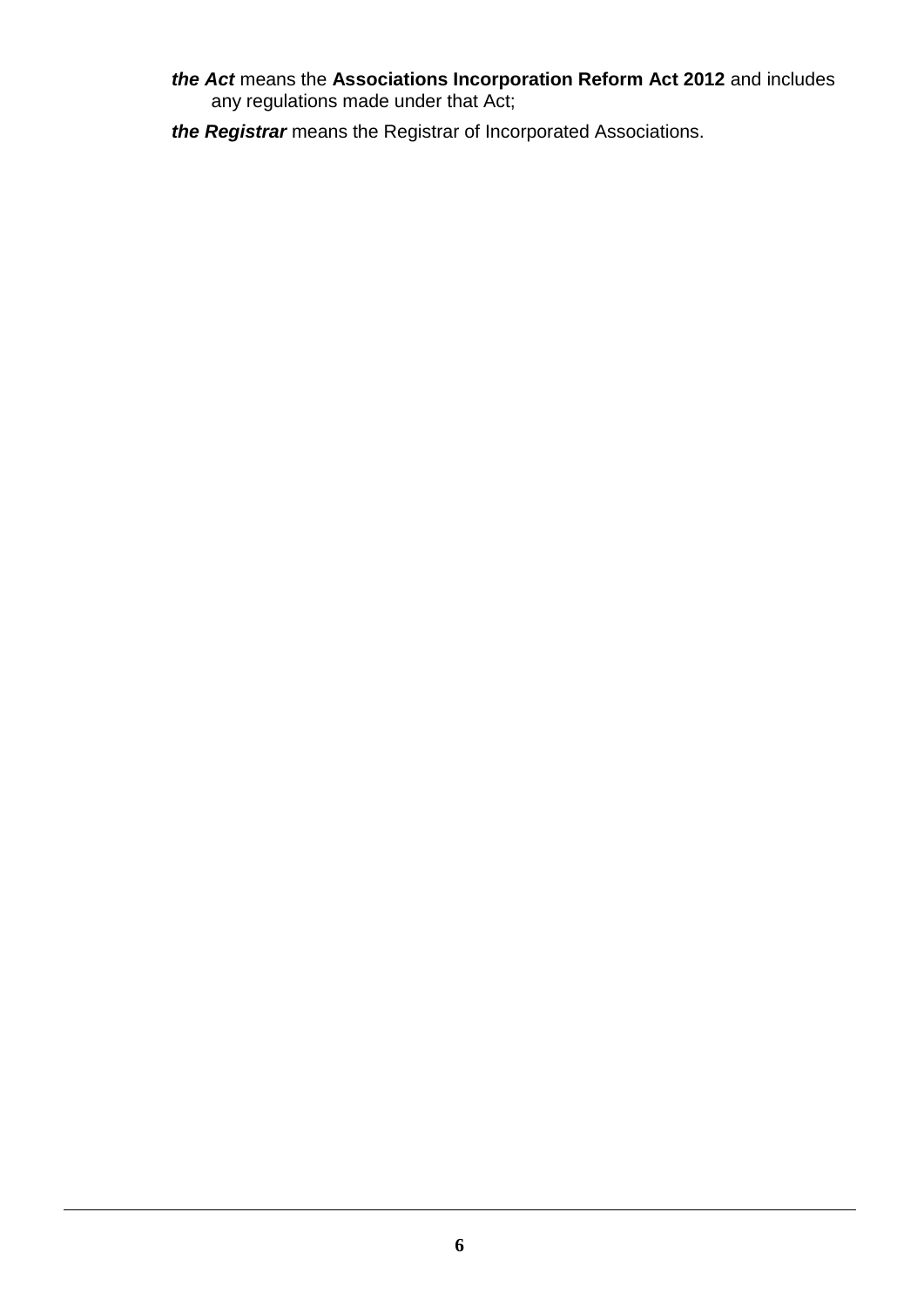***the Act*** means the **Associations Incorporation Reform Act 2012** and includes any regulations made under that Act;

***the Registrar*** means the Registrar of Incorporated Associations.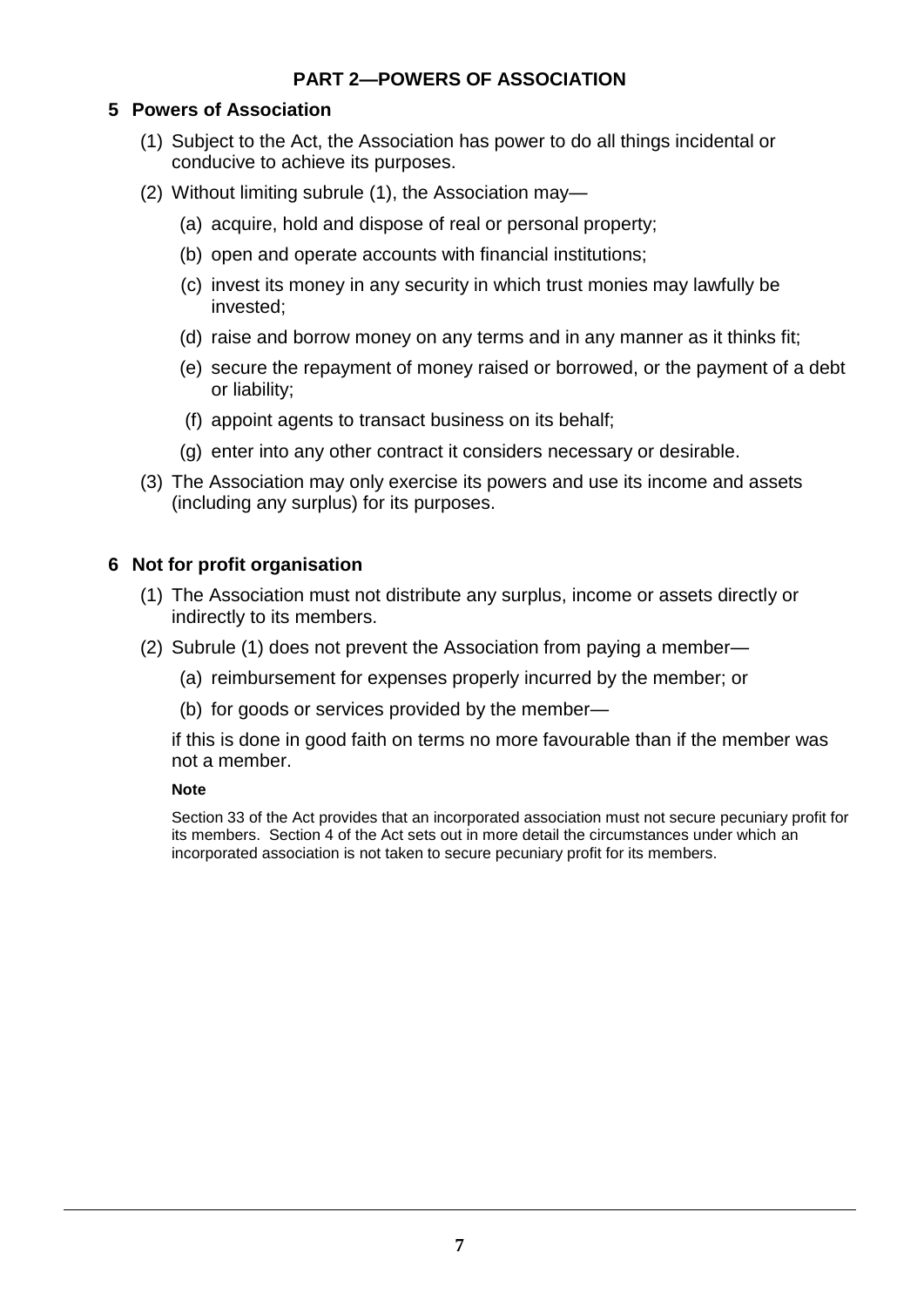## PART 2—POWERS OF ASSOCIATION

### 5 Powers of Association

(1) Subject to the Act, the Association has power to do all things incidental or conducive to achieve its purposes.

(2) Without limiting subrule (1), the Association may—

- (a) acquire, hold and dispose of real or personal property;
- (b) open and operate accounts with financial institutions;
- (c) invest its money in any security in which trust monies may lawfully be invested;
- (d) raise and borrow money on any terms and in any manner as it thinks fit;
- (e) secure the repayment of money raised or borrowed, or the payment of a debt or liability;
- (f) appoint agents to transact business on its behalf;
- (g) enter into any other contract it considers necessary or desirable.

(3) The Association may only exercise its powers and use its income and assets (including any surplus) for its purposes.

### 6 Not for profit organisation

(1) The Association must not distribute any surplus, income or assets directly or indirectly to its members.

(2) Subrule (1) does not prevent the Association from paying a member—

- (a) reimbursement for expenses properly incurred by the member; or
- (b) for goods or services provided by the member—

if this is done in good faith on terms no more favourable than if the member was not a member.

**Note**

Section 33 of the Act provides that an incorporated association must not secure pecuniary profit for its members. Section 4 of the Act sets out in more detail the circumstances under which an incorporated association is not taken to secure pecuniary profit for its members.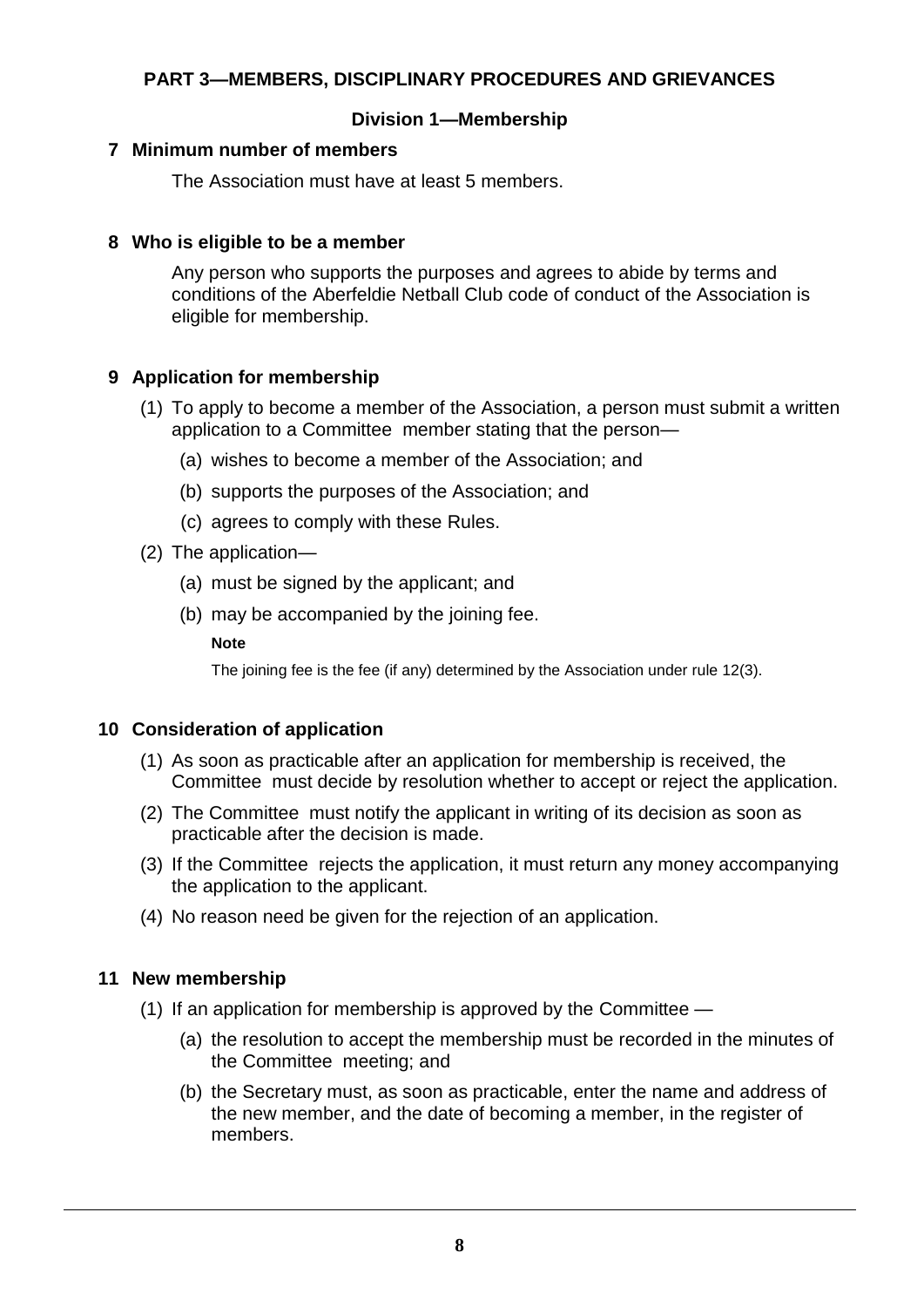## PART 3—MEMBERS, DISCIPLINARY PROCEDURES AND GRIEVANCES

### Division 1—Membership

**7 Minimum number of members**

The Association must have at least 5 members.

**8 Who is eligible to be a member**

Any person who supports the purposes and agrees to abide by terms and conditions of the Aberfeldie Netball Club code of conduct of the Association is eligible for membership.

**9 Application for membership**

(1) To apply to become a member of the Association, a person must submit a written application to a Committee member stating that the person—

(a) wishes to become a member of the Association; and

(b) supports the purposes of the Association; and

(c) agrees to comply with these Rules.

(2) The application—

(a) must be signed by the applicant; and

(b) may be accompanied by the joining fee.

**Note**

The joining fee is the fee (if any) determined by the Association under rule 12(3).

**10 Consideration of application**

(1) As soon as practicable after an application for membership is received, the Committee must decide by resolution whether to accept or reject the application.

(2) The Committee must notify the applicant in writing of its decision as soon as practicable after the decision is made.

(3) If the Committee rejects the application, it must return any money accompanying the application to the applicant.

(4) No reason need be given for the rejection of an application.

**11 New membership**

(1) If an application for membership is approved by the Committee —

(a) the resolution to accept the membership must be recorded in the minutes of the Committee meeting; and

(b) the Secretary must, as soon as practicable, enter the name and address of the new member, and the date of becoming a member, in the register of members.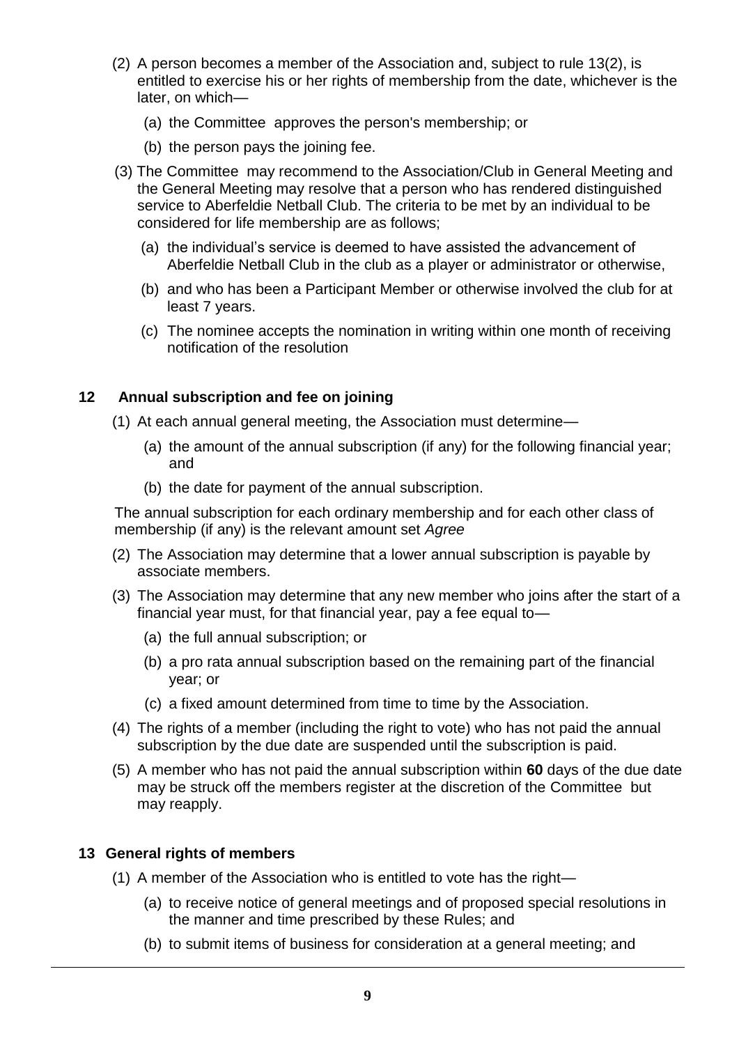(2) A person becomes a member of the Association and, subject to rule 13(2), is entitled to exercise his or her rights of membership from the date, whichever is the later, on which—

(a) the Committee approves the person's membership; or

(b) the person pays the joining fee.

(3) The Committee may recommend to the Association/Club in General Meeting and the General Meeting may resolve that a person who has rendered distinguished service to Aberfeldie Netball Club. The criteria to be met by an individual to be considered for life membership are as follows;

(a) the individual's service is deemed to have assisted the advancement of Aberfeldie Netball Club in the club as a player or administrator or otherwise,

(b) and who has been a Participant Member or otherwise involved the club for at least 7 years.

(c) The nominee accepts the nomination in writing within one month of receiving notification of the resolution

## 12 Annual subscription and fee on joining

(1) At each annual general meeting, the Association must determine—

(a) the amount of the annual subscription (if any) for the following financial year; and

(b) the date for payment of the annual subscription.

The annual subscription for each ordinary membership and for each other class of membership (if any) is the relevant amount set *Agree*

(2) The Association may determine that a lower annual subscription is payable by associate members.

(3) The Association may determine that any new member who joins after the start of a financial year must, for that financial year, pay a fee equal to—

(a) the full annual subscription; or

(b) a pro rata annual subscription based on the remaining part of the financial year; or

(c) a fixed amount determined from time to time by the Association.

(4) The rights of a member (including the right to vote) who has not paid the annual subscription by the due date are suspended until the subscription is paid.

(5) A member who has not paid the annual subscription within **60** days of the due date may be struck off the members register at the discretion of the Committee but may reapply.

## 13 General rights of members

(1) A member of the Association who is entitled to vote has the right—

(a) to receive notice of general meetings and of proposed special resolutions in the manner and time prescribed by these Rules; and

(b) to submit items of business for consideration at a general meeting; and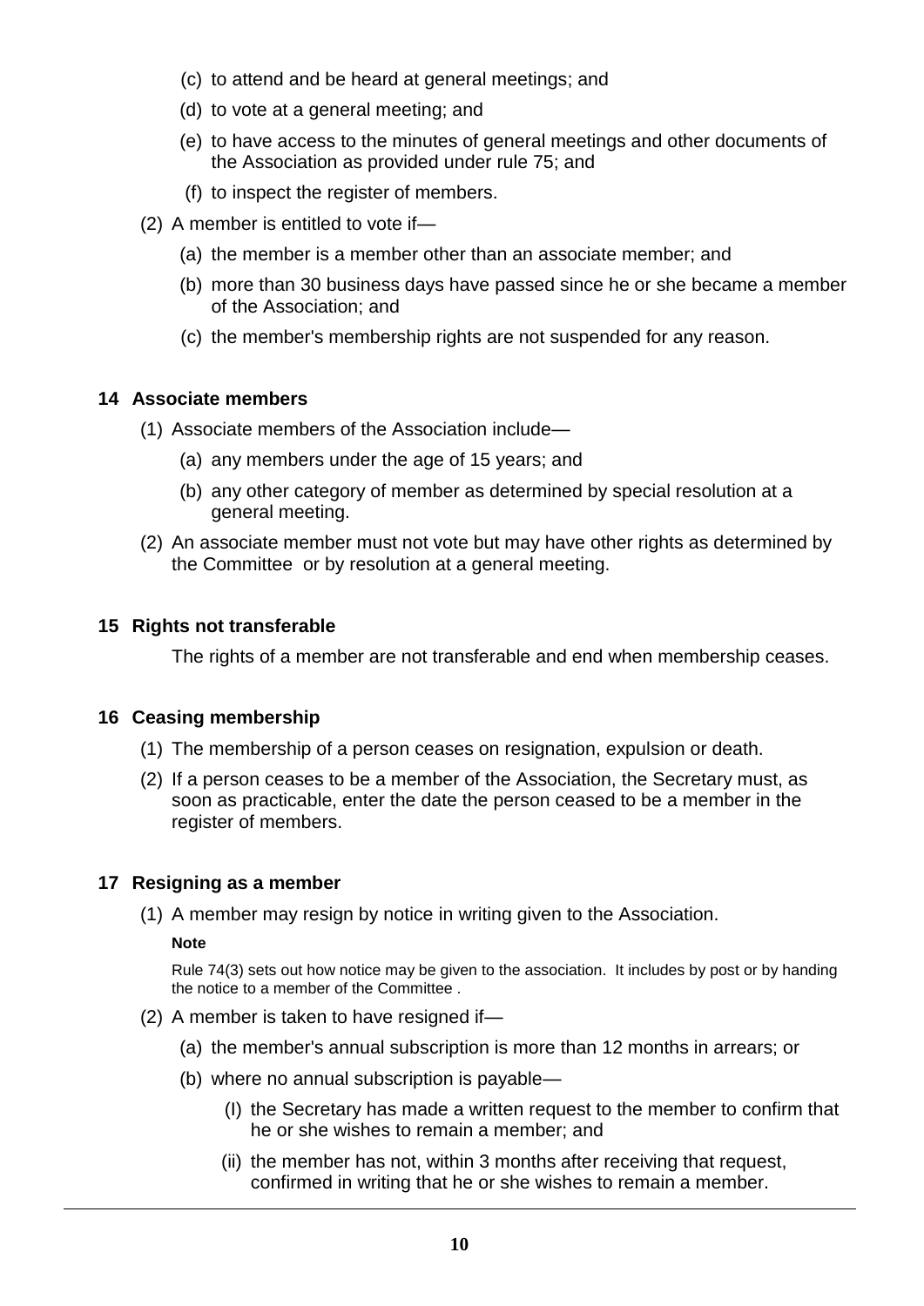(c) to attend and be heard at general meetings; and

(d) to vote at a general meeting; and

(e) to have access to the minutes of general meetings and other documents of the Association as provided under rule 75; and

(f) to inspect the register of members.

(2) A member is entitled to vote if—

(a) the member is a member other than an associate member; and

(b) more than 30 business days have passed since he or she became a member of the Association; and

(c) the member's membership rights are not suspended for any reason.

### 14 Associate members

(1) Associate members of the Association include—

(a) any members under the age of 15 years; and

(b) any other category of member as determined by special resolution at a general meeting.

(2) An associate member must not vote but may have other rights as determined by the Committee or by resolution at a general meeting.

### 15 Rights not transferable

The rights of a member are not transferable and end when membership ceases.

### 16 Ceasing membership

(1) The membership of a person ceases on resignation, expulsion or death.

(2) If a person ceases to be a member of the Association, the Secretary must, as soon as practicable, enter the date the person ceased to be a member in the register of members.

### 17 Resigning as a member

(1) A member may resign by notice in writing given to the Association.

**Note**

Rule 74(3) sets out how notice may be given to the association. It includes by post or by handing the notice to a member of the Committee .

(2) A member is taken to have resigned if—

(a) the member's annual subscription is more than 12 months in arrears; or

(b) where no annual subscription is payable—

(I) the Secretary has made a written request to the member to confirm that he or she wishes to remain a member; and

(ii) the member has not, within 3 months after receiving that request, confirmed in writing that he or she wishes to remain a member.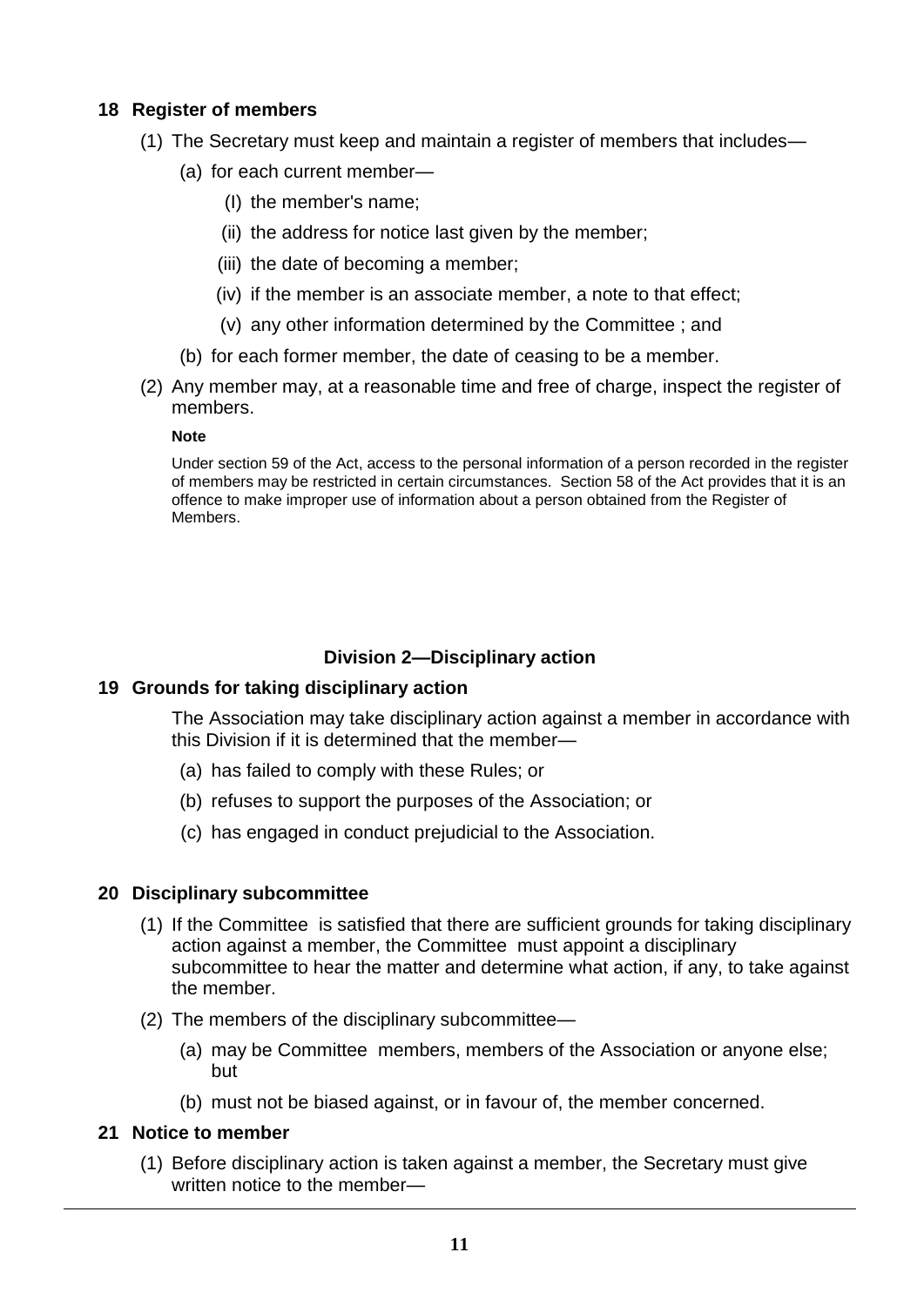### 18 Register of members

(1) The Secretary must keep and maintain a register of members that includes—

(a) for each current member—

(I) the member's name;

(ii) the address for notice last given by the member;

(iii) the date of becoming a member;

(iv) if the member is an associate member, a note to that effect;

(v) any other information determined by the Committee ; and

(b) for each former member, the date of ceasing to be a member.

(2) Any member may, at a reasonable time and free of charge, inspect the register of members.

**Note**

Under section 59 of the Act, access to the personal information of a person recorded in the register of members may be restricted in certain circumstances. Section 58 of the Act provides that it is an offence to make improper use of information about a person obtained from the Register of Members.

## Division 2—Disciplinary action

### 19 Grounds for taking disciplinary action

The Association may take disciplinary action against a member in accordance with this Division if it is determined that the member—

(a) has failed to comply with these Rules; or

(b) refuses to support the purposes of the Association; or

(c) has engaged in conduct prejudicial to the Association.

### 20 Disciplinary subcommittee

(1) If the Committee is satisfied that there are sufficient grounds for taking disciplinary action against a member, the Committee must appoint a disciplinary subcommittee to hear the matter and determine what action, if any, to take against the member.

(2) The members of the disciplinary subcommittee—

(a) may be Committee members, members of the Association or anyone else; but

(b) must not be biased against, or in favour of, the member concerned.

### 21 Notice to member

(1) Before disciplinary action is taken against a member, the Secretary must give written notice to the member—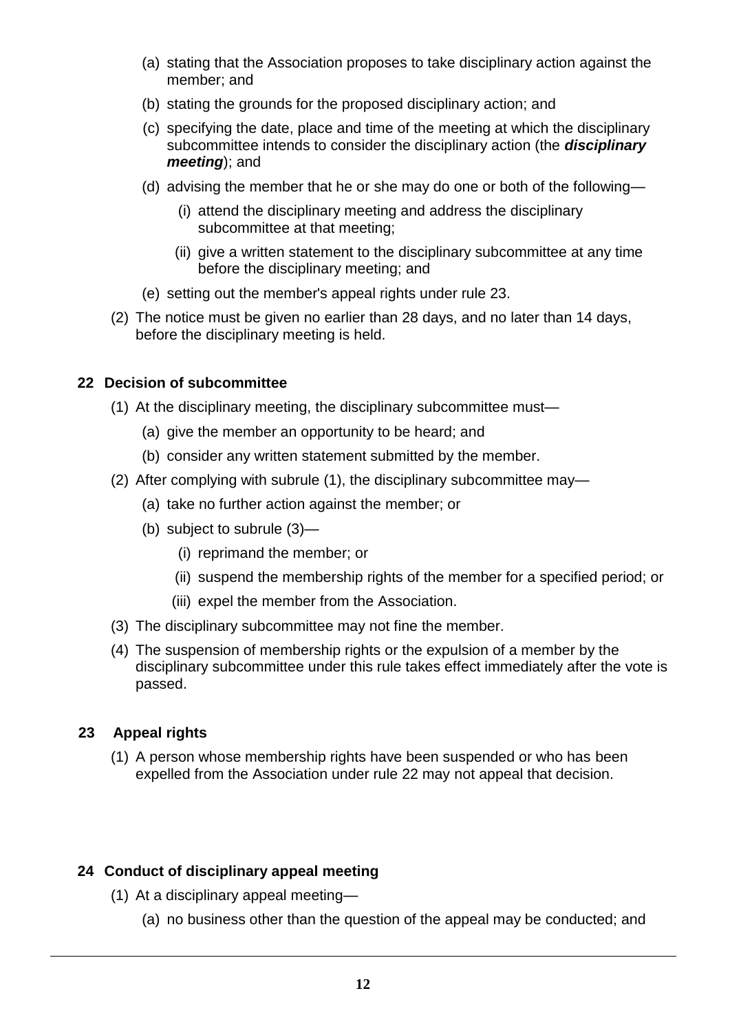(a) stating that the Association proposes to take disciplinary action against the member; and

(b) stating the grounds for the proposed disciplinary action; and

(c) specifying the date, place and time of the meeting at which the disciplinary subcommittee intends to consider the disciplinary action (the ***disciplinary meeting***); and

(d) advising the member that he or she may do one or both of the following—

(i) attend the disciplinary meeting and address the disciplinary subcommittee at that meeting;

(ii) give a written statement to the disciplinary subcommittee at any time before the disciplinary meeting; and

(e) setting out the member's appeal rights under rule 23.

(2) The notice must be given no earlier than 28 days, and no later than 14 days, before the disciplinary meeting is held.

### 22 Decision of subcommittee

(1) At the disciplinary meeting, the disciplinary subcommittee must—

(a) give the member an opportunity to be heard; and

(b) consider any written statement submitted by the member.

(2) After complying with subrule (1), the disciplinary subcommittee may—

(a) take no further action against the member; or

(b) subject to subrule (3)—

(i) reprimand the member; or

(ii) suspend the membership rights of the member for a specified period; or

(iii) expel the member from the Association.

(3) The disciplinary subcommittee may not fine the member.

(4) The suspension of membership rights or the expulsion of a member by the disciplinary subcommittee under this rule takes effect immediately after the vote is passed.

### 23 Appeal rights

(1) A person whose membership rights have been suspended or who has been expelled from the Association under rule 22 may not appeal that decision.

### 24 Conduct of disciplinary appeal meeting

(1) At a disciplinary appeal meeting—

(a) no business other than the question of the appeal may be conducted; and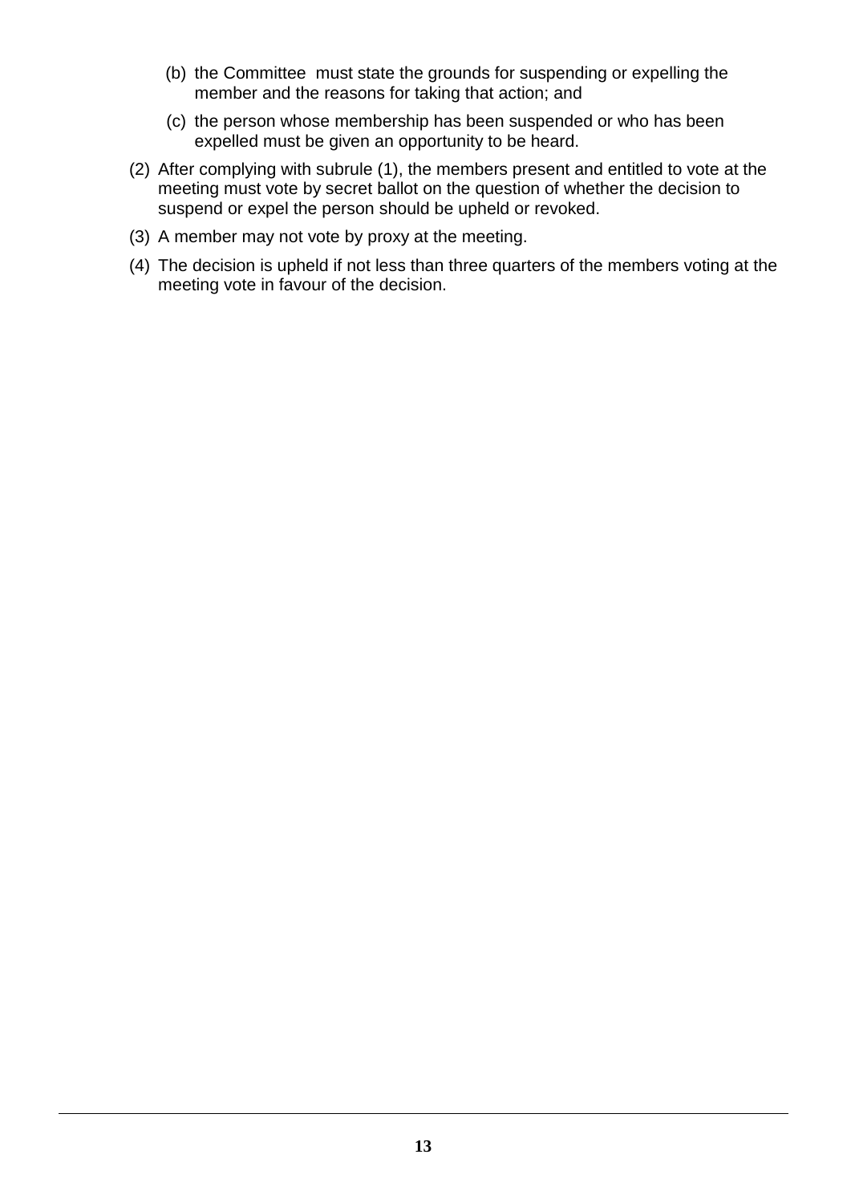(b) the Committee must state the grounds for suspending or expelling the member and the reasons for taking that action; and

(c) the person whose membership has been suspended or who has been expelled must be given an opportunity to be heard.

(2) After complying with subrule (1), the members present and entitled to vote at the meeting must vote by secret ballot on the question of whether the decision to suspend or expel the person should be upheld or revoked.

(3) A member may not vote by proxy at the meeting.

(4) The decision is upheld if not less than three quarters of the members voting at the meeting vote in favour of the decision.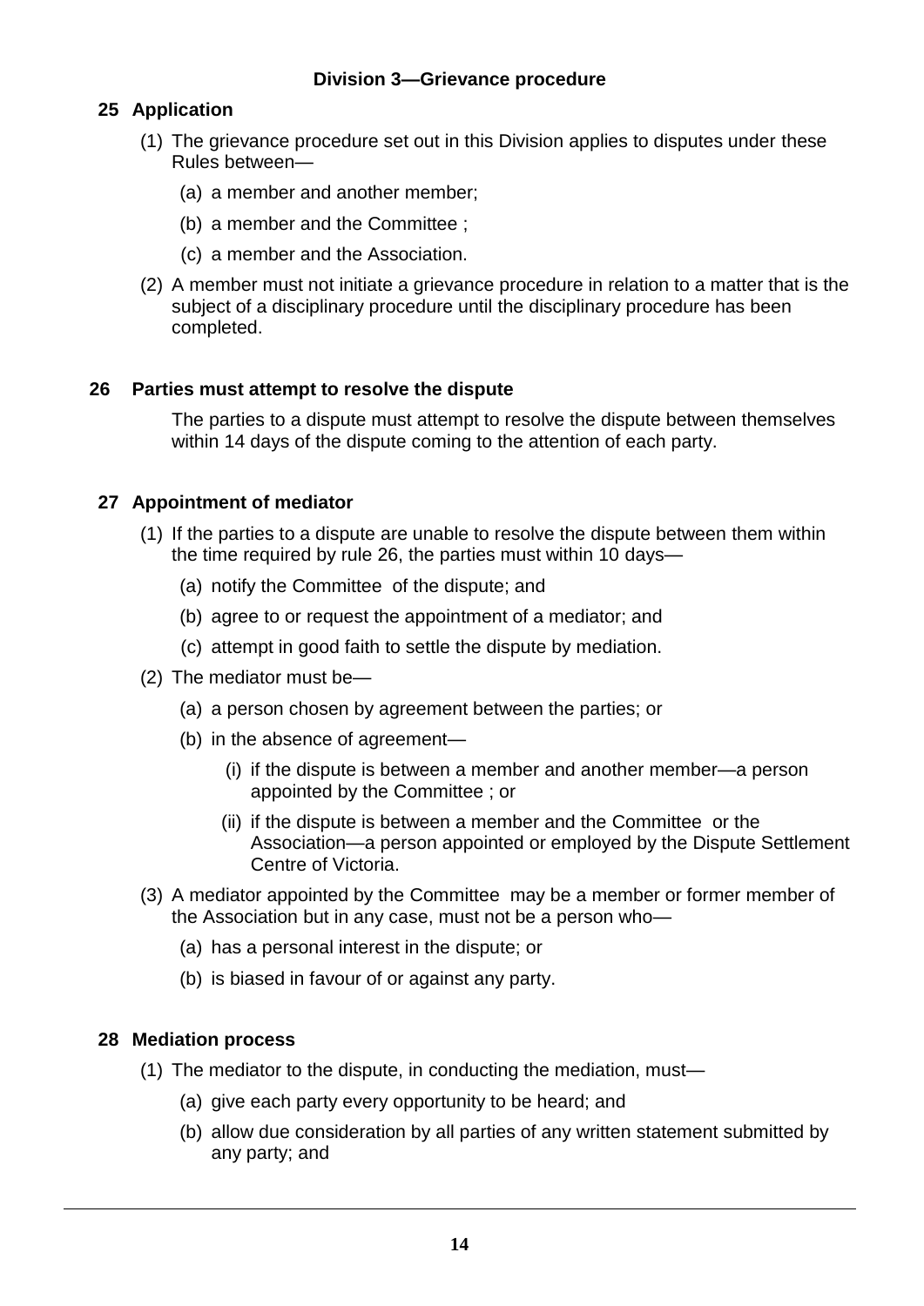### Division 3—Grievance procedure

**25 Application**

(1) The grievance procedure set out in this Division applies to disputes under these Rules between—

(a) a member and another member;

(b) a member and the Committee ;

(c) a member and the Association.

(2) A member must not initiate a grievance procedure in relation to a matter that is the subject of a disciplinary procedure until the disciplinary procedure has been completed.

**26 Parties must attempt to resolve the dispute**

The parties to a dispute must attempt to resolve the dispute between themselves within 14 days of the dispute coming to the attention of each party.

**27 Appointment of mediator**

(1) If the parties to a dispute are unable to resolve the dispute between them within the time required by rule 26, the parties must within 10 days—

(a) notify the Committee of the dispute; and

(b) agree to or request the appointment of a mediator; and

(c) attempt in good faith to settle the dispute by mediation.

(2) The mediator must be—

(a) a person chosen by agreement between the parties; or

(b) in the absence of agreement—

(i) if the dispute is between a member and another member—a person appointed by the Committee ; or

(ii) if the dispute is between a member and the Committee or the Association—a person appointed or employed by the Dispute Settlement Centre of Victoria.

(3) A mediator appointed by the Committee may be a member or former member of the Association but in any case, must not be a person who—

(a) has a personal interest in the dispute; or

(b) is biased in favour of or against any party.

**28 Mediation process**

(1) The mediator to the dispute, in conducting the mediation, must—

(a) give each party every opportunity to be heard; and

(b) allow due consideration by all parties of any written statement submitted by any party; and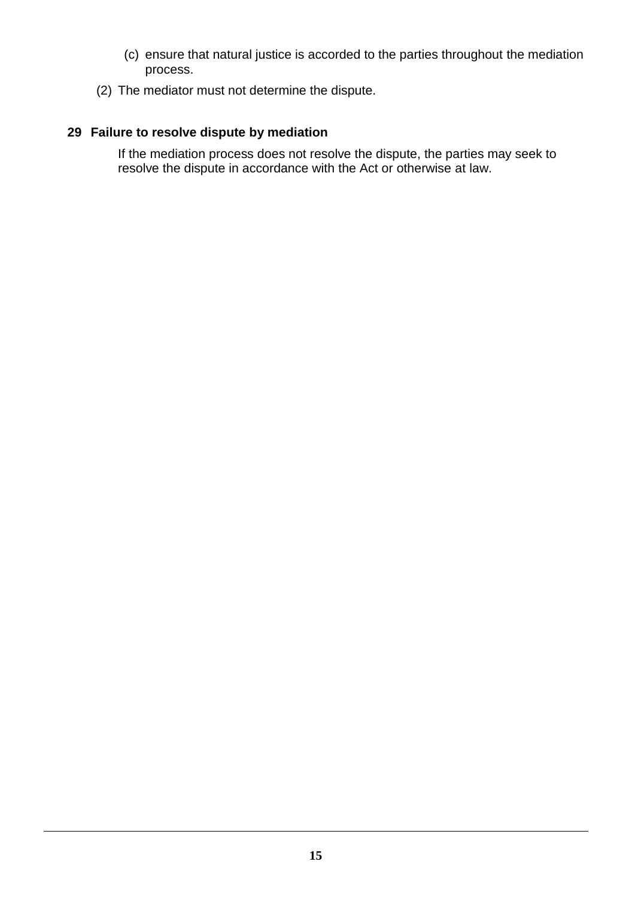(c) ensure that natural justice is accorded to the parties throughout the mediation process.

(2) The mediator must not determine the dispute.

**29 Failure to resolve dispute by mediation**

If the mediation process does not resolve the dispute, the parties may seek to resolve the dispute in accordance with the Act or otherwise at law.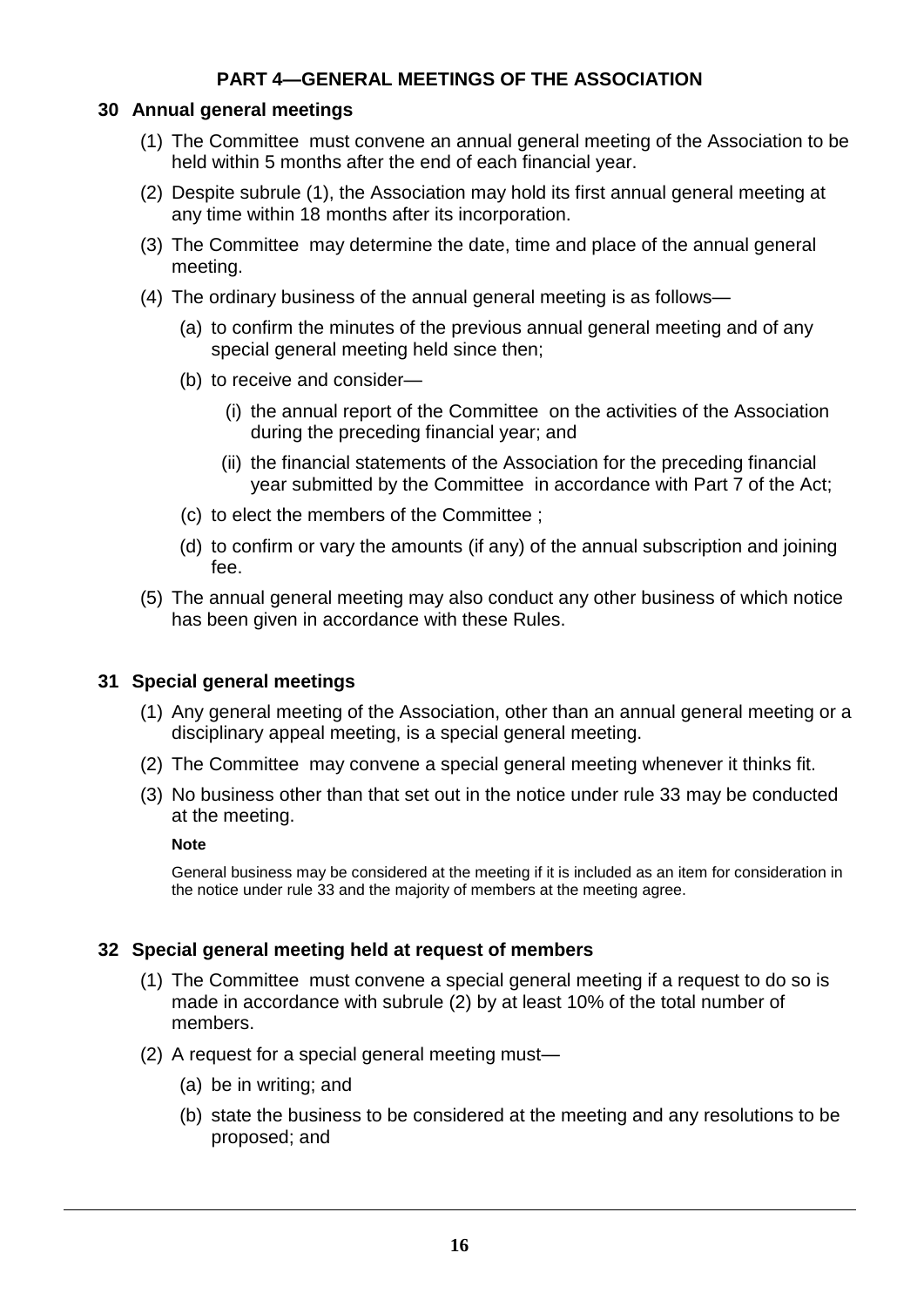## PART 4—GENERAL MEETINGS OF THE ASSOCIATION

### 30 Annual general meetings

(1) The Committee must convene an annual general meeting of the Association to be held within 5 months after the end of each financial year.

(2) Despite subrule (1), the Association may hold its first annual general meeting at any time within 18 months after its incorporation.

(3) The Committee may determine the date, time and place of the annual general meeting.

(4) The ordinary business of the annual general meeting is as follows—

- (a) to confirm the minutes of the previous annual general meeting and of any special general meeting held since then;
- (b) to receive and consider—
  - (i) the annual report of the Committee on the activities of the Association during the preceding financial year; and
  - (ii) the financial statements of the Association for the preceding financial year submitted by the Committee in accordance with Part 7 of the Act;
- (c) to elect the members of the Committee ;
- (d) to confirm or vary the amounts (if any) of the annual subscription and joining fee.

(5) The annual general meeting may also conduct any other business of which notice has been given in accordance with these Rules.

### 31 Special general meetings

(1) Any general meeting of the Association, other than an annual general meeting or a disciplinary appeal meeting, is a special general meeting.

(2) The Committee may convene a special general meeting whenever it thinks fit.

(3) No business other than that set out in the notice under rule 33 may be conducted at the meeting.

**Note**

General business may be considered at the meeting if it is included as an item for consideration in the notice under rule 33 and the majority of members at the meeting agree.

### 32 Special general meeting held at request of members

(1) The Committee must convene a special general meeting if a request to do so is made in accordance with subrule (2) by at least 10% of the total number of members.

(2) A request for a special general meeting must—

- (a) be in writing; and
- (b) state the business to be considered at the meeting and any resolutions to be proposed; and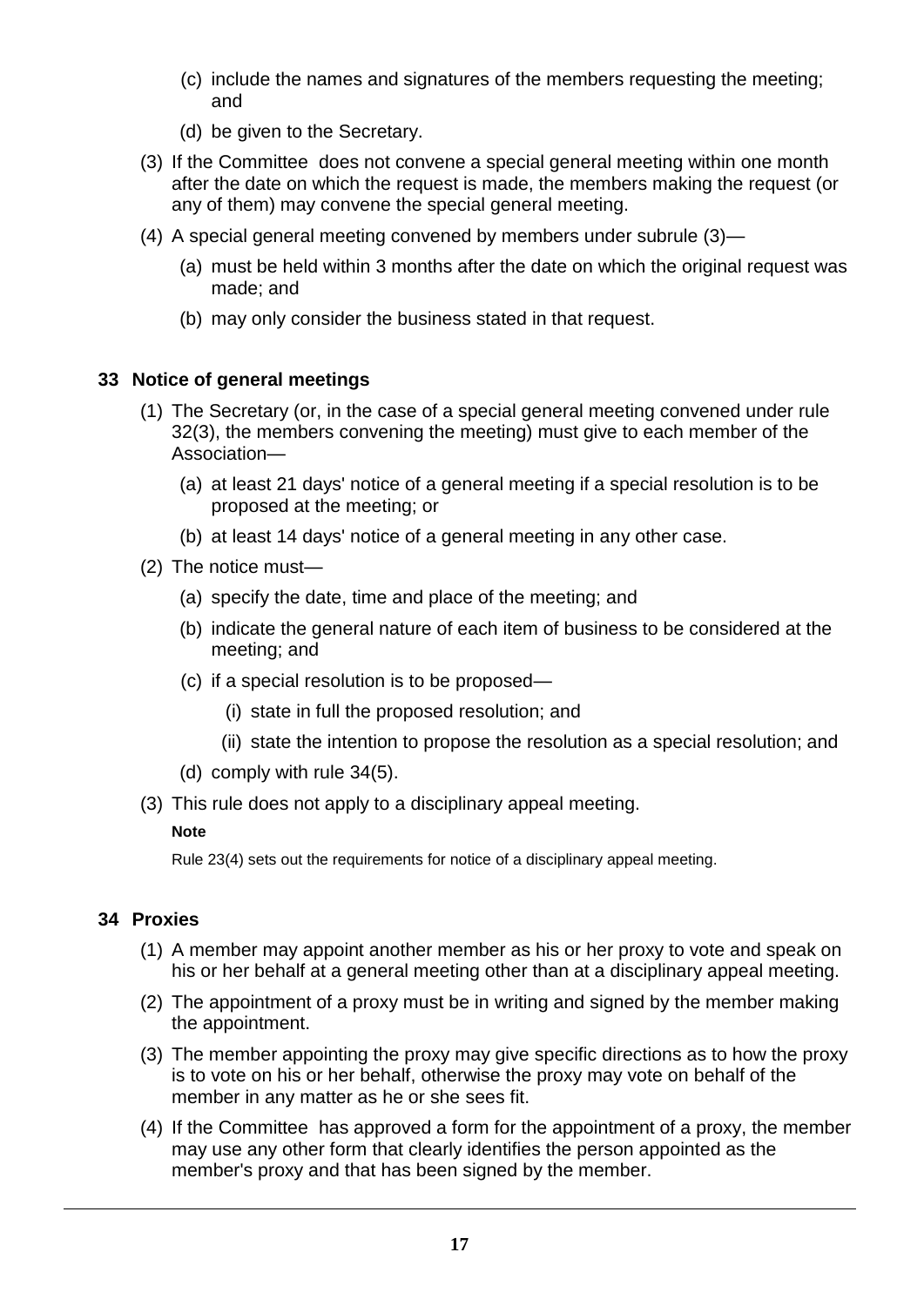(c) include the names and signatures of the members requesting the meeting; and

(d) be given to the Secretary.

(3) If the Committee does not convene a special general meeting within one month after the date on which the request is made, the members making the request (or any of them) may convene the special general meeting.

(4) A special general meeting convened by members under subrule (3)—

(a) must be held within 3 months after the date on which the original request was made; and

(b) may only consider the business stated in that request.

### 33 Notice of general meetings

(1) The Secretary (or, in the case of a special general meeting convened under rule 32(3), the members convening the meeting) must give to each member of the Association—

(a) at least 21 days' notice of a general meeting if a special resolution is to be proposed at the meeting; or

(b) at least 14 days' notice of a general meeting in any other case.

(2) The notice must—

(a) specify the date, time and place of the meeting; and

(b) indicate the general nature of each item of business to be considered at the meeting; and

(c) if a special resolution is to be proposed—

(i) state in full the proposed resolution; and

(ii) state the intention to propose the resolution as a special resolution; and

(d) comply with rule 34(5).

(3) This rule does not apply to a disciplinary appeal meeting.

**Note**

Rule 23(4) sets out the requirements for notice of a disciplinary appeal meeting.

### 34 Proxies

(1) A member may appoint another member as his or her proxy to vote and speak on his or her behalf at a general meeting other than at a disciplinary appeal meeting.

(2) The appointment of a proxy must be in writing and signed by the member making the appointment.

(3) The member appointing the proxy may give specific directions as to how the proxy is to vote on his or her behalf, otherwise the proxy may vote on behalf of the member in any matter as he or she sees fit.

(4) If the Committee has approved a form for the appointment of a proxy, the member may use any other form that clearly identifies the person appointed as the member's proxy and that has been signed by the member.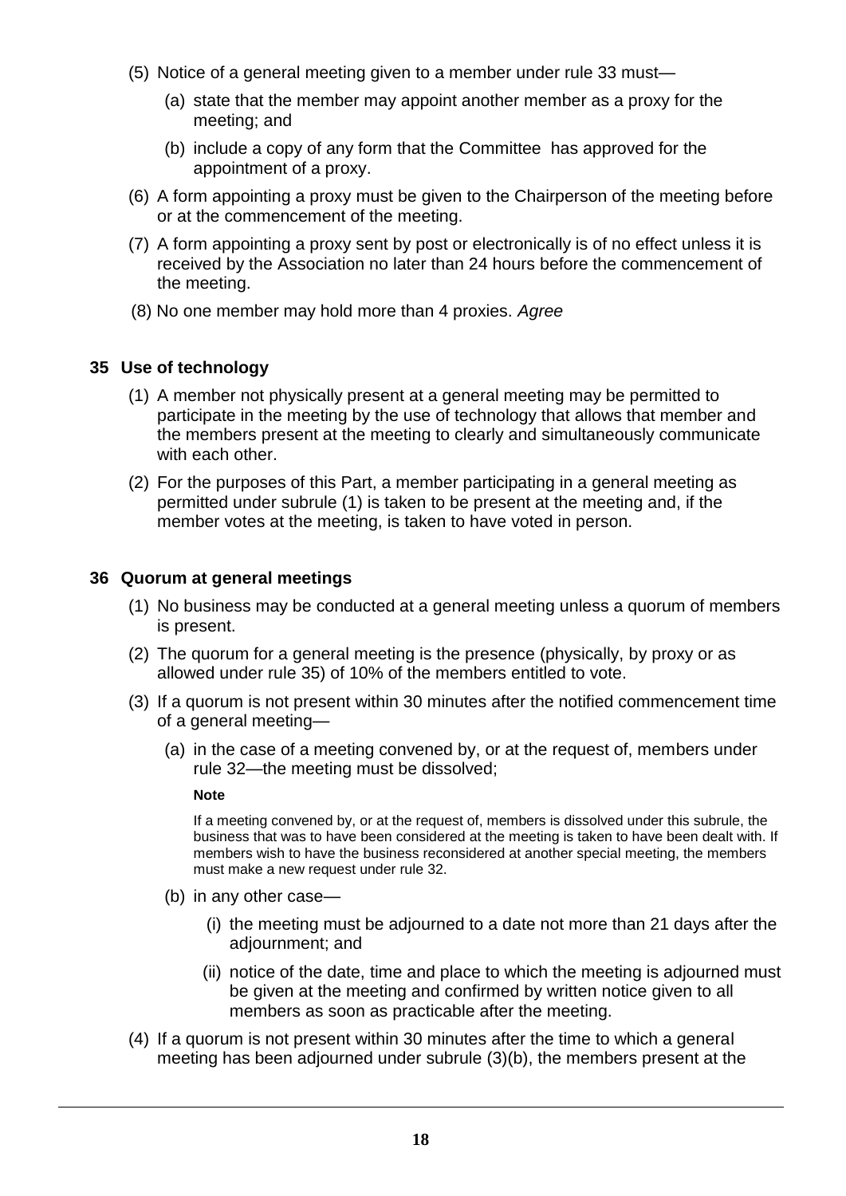(5) Notice of a general meeting given to a member under rule 33 must—

   (a) state that the member may appoint another member as a proxy for the meeting; and

   (b) include a copy of any form that the Committee has approved for the appointment of a proxy.

(6) A form appointing a proxy must be given to the Chairperson of the meeting before or at the commencement of the meeting.

(7) A form appointing a proxy sent by post or electronically is of no effect unless it is received by the Association no later than 24 hours before the commencement of the meeting.

(8) No one member may hold more than 4 proxies. *Agree*

### 35 Use of technology

(1) A member not physically present at a general meeting may be permitted to participate in the meeting by the use of technology that allows that member and the members present at the meeting to clearly and simultaneously communicate with each other.

(2) For the purposes of this Part, a member participating in a general meeting as permitted under subrule (1) is taken to be present at the meeting and, if the member votes at the meeting, is taken to have voted in person.

### 36 Quorum at general meetings

(1) No business may be conducted at a general meeting unless a quorum of members is present.

(2) The quorum for a general meeting is the presence (physically, by proxy or as allowed under rule 35) of 10% of the members entitled to vote.

(3) If a quorum is not present within 30 minutes after the notified commencement time of a general meeting—

   (a) in the case of a meeting convened by, or at the request of, members under rule 32—the meeting must be dissolved;

   **Note**

   If a meeting convened by, or at the request of, members is dissolved under this subrule, the business that was to have been considered at the meeting is taken to have been dealt with. If members wish to have the business reconsidered at another special meeting, the members must make a new request under rule 32.

   (b) in any other case—

      (i) the meeting must be adjourned to a date not more than 21 days after the adjournment; and

      (ii) notice of the date, time and place to which the meeting is adjourned must be given at the meeting and confirmed by written notice given to all members as soon as practicable after the meeting.

(4) If a quorum is not present within 30 minutes after the time to which a general meeting has been adjourned under subrule (3)(b), the members present at the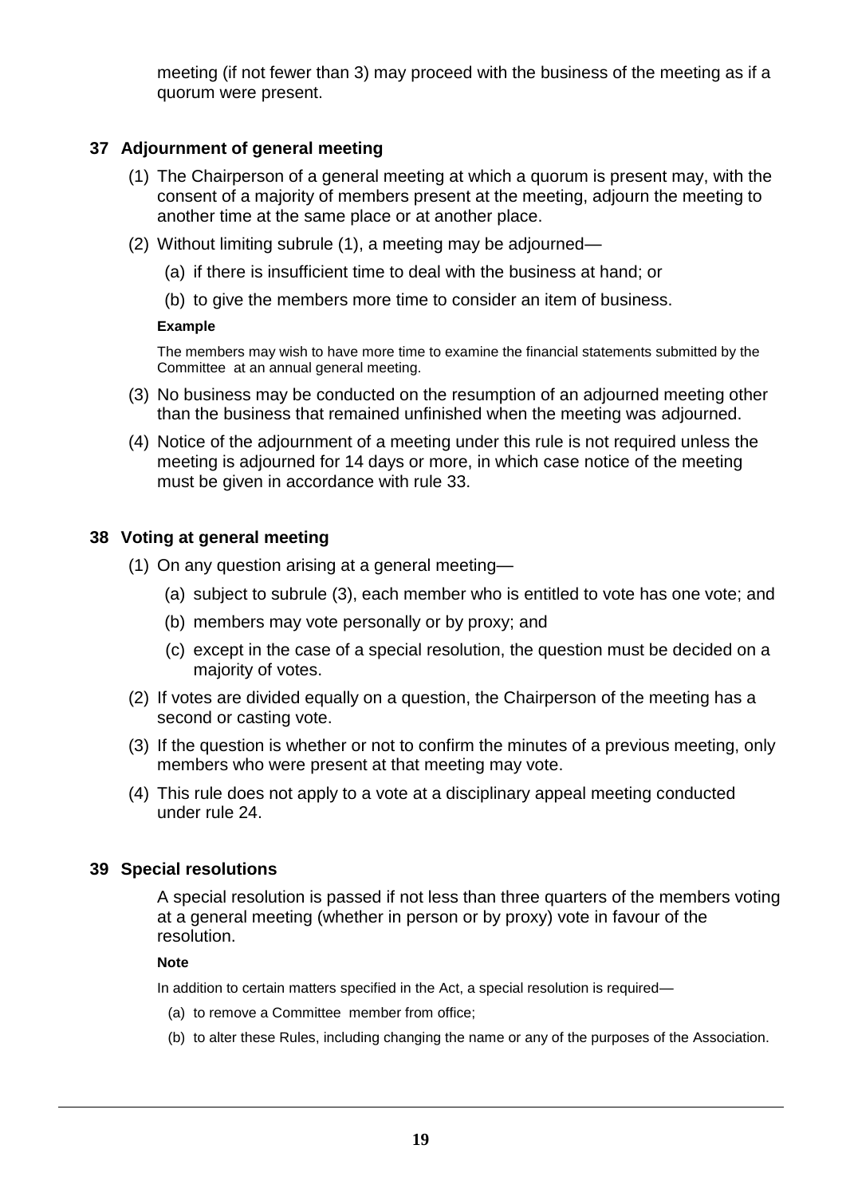meeting (if not fewer than 3) may proceed with the business of the meeting as if a quorum were present.

### 37 Adjournment of general meeting

(1) The Chairperson of a general meeting at which a quorum is present may, with the consent of a majority of members present at the meeting, adjourn the meeting to another time at the same place or at another place.

(2) Without limiting subrule (1), a meeting may be adjourned—

(a) if there is insufficient time to deal with the business at hand; or

(b) to give the members more time to consider an item of business.

**Example**

The members may wish to have more time to examine the financial statements submitted by the Committee at an annual general meeting.

(3) No business may be conducted on the resumption of an adjourned meeting other than the business that remained unfinished when the meeting was adjourned.

(4) Notice of the adjournment of a meeting under this rule is not required unless the meeting is adjourned for 14 days or more, in which case notice of the meeting must be given in accordance with rule 33.

### 38 Voting at general meeting

(1) On any question arising at a general meeting—

(a) subject to subrule (3), each member who is entitled to vote has one vote; and

(b) members may vote personally or by proxy; and

(c) except in the case of a special resolution, the question must be decided on a majority of votes.

(2) If votes are divided equally on a question, the Chairperson of the meeting has a second or casting vote.

(3) If the question is whether or not to confirm the minutes of a previous meeting, only members who were present at that meeting may vote.

(4) This rule does not apply to a vote at a disciplinary appeal meeting conducted under rule 24.

### 39 Special resolutions

A special resolution is passed if not less than three quarters of the members voting at a general meeting (whether in person or by proxy) vote in favour of the resolution.

**Note**

In addition to certain matters specified in the Act, a special resolution is required—

(a) to remove a Committee member from office;

(b) to alter these Rules, including changing the name or any of the purposes of the Association.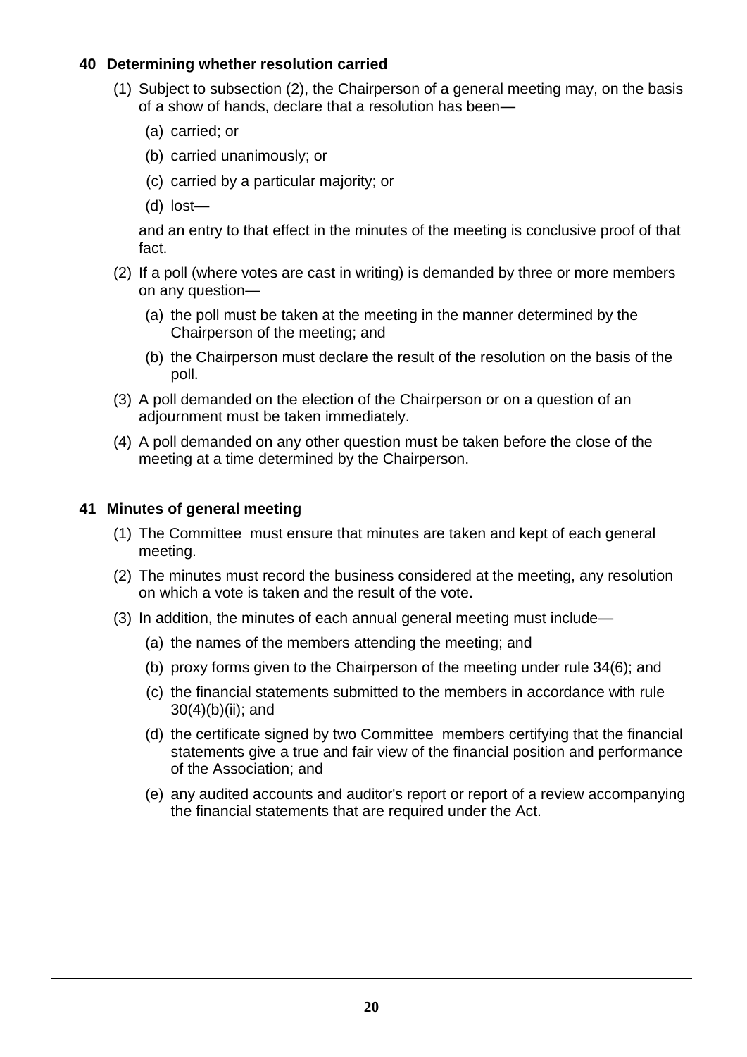### 40 Determining whether resolution carried

(1) Subject to subsection (2), the Chairperson of a general meeting may, on the basis of a show of hands, declare that a resolution has been—

(a) carried; or

(b) carried unanimously; or

(c) carried by a particular majority; or

(d) lost—

and an entry to that effect in the minutes of the meeting is conclusive proof of that fact.

(2) If a poll (where votes are cast in writing) is demanded by three or more members on any question—

(a) the poll must be taken at the meeting in the manner determined by the Chairperson of the meeting; and

(b) the Chairperson must declare the result of the resolution on the basis of the poll.

(3) A poll demanded on the election of the Chairperson or on a question of an adjournment must be taken immediately.

(4) A poll demanded on any other question must be taken before the close of the meeting at a time determined by the Chairperson.

### 41 Minutes of general meeting

(1) The Committee must ensure that minutes are taken and kept of each general meeting.

(2) The minutes must record the business considered at the meeting, any resolution on which a vote is taken and the result of the vote.

(3) In addition, the minutes of each annual general meeting must include—

(a) the names of the members attending the meeting; and

(b) proxy forms given to the Chairperson of the meeting under rule 34(6); and

(c) the financial statements submitted to the members in accordance with rule 30(4)(b)(ii); and

(d) the certificate signed by two Committee members certifying that the financial statements give a true and fair view of the financial position and performance of the Association; and

(e) any audited accounts and auditor's report or report of a review accompanying the financial statements that are required under the Act.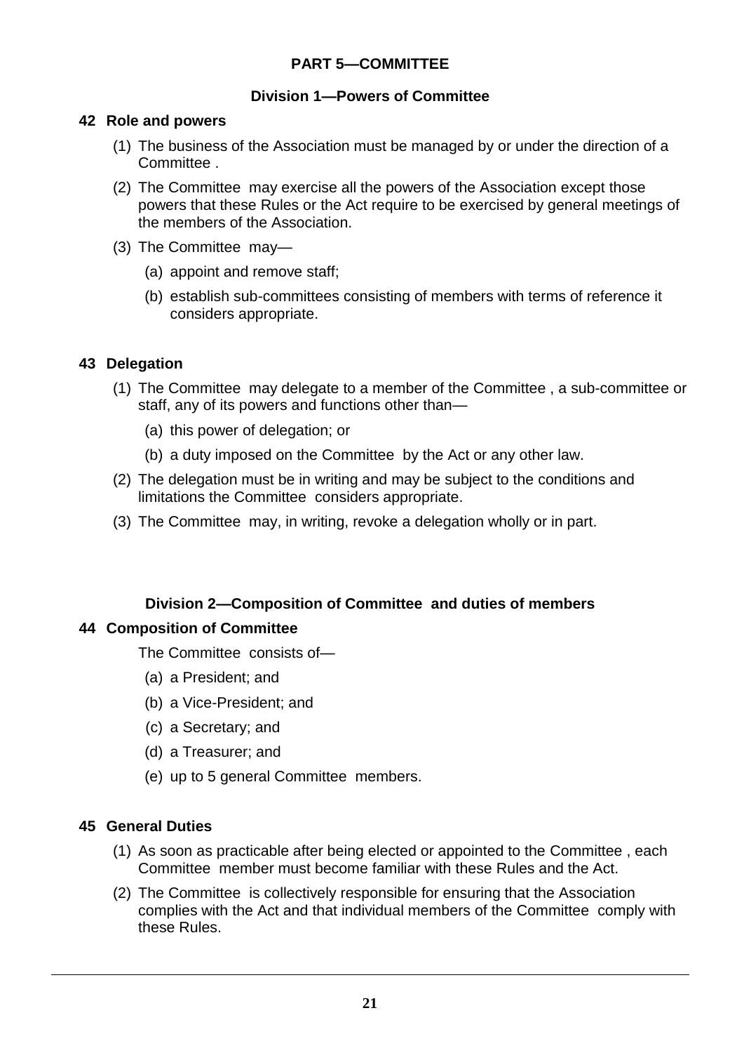## PART 5—COMMITTEE

### Division 1—Powers of Committee

**42 Role and powers**

(1) The business of the Association must be managed by or under the direction of a Committee .

(2) The Committee may exercise all the powers of the Association except those powers that these Rules or the Act require to be exercised by general meetings of the members of the Association.

(3) The Committee may—

(a) appoint and remove staff;

(b) establish sub-committees consisting of members with terms of reference it considers appropriate.

**43 Delegation**

(1) The Committee may delegate to a member of the Committee , a sub-committee or staff, any of its powers and functions other than—

(a) this power of delegation; or

(b) a duty imposed on the Committee by the Act or any other law.

(2) The delegation must be in writing and may be subject to the conditions and limitations the Committee considers appropriate.

(3) The Committee may, in writing, revoke a delegation wholly or in part.

### Division 2—Composition of Committee and duties of members

**44 Composition of Committee**

The Committee consists of—

(a) a President; and

(b) a Vice-President; and

(c) a Secretary; and

(d) a Treasurer; and

(e) up to 5 general Committee members.

**45 General Duties**

(1) As soon as practicable after being elected or appointed to the Committee , each Committee member must become familiar with these Rules and the Act.

(2) The Committee is collectively responsible for ensuring that the Association complies with the Act and that individual members of the Committee comply with these Rules.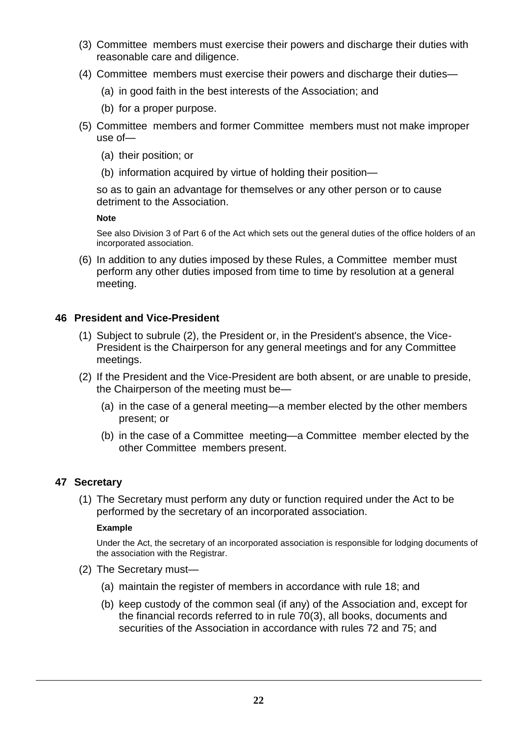(3) Committee members must exercise their powers and discharge their duties with reasonable care and diligence.

(4) Committee members must exercise their powers and discharge their duties—

(a) in good faith in the best interests of the Association; and

(b) for a proper purpose.

(5) Committee members and former Committee members must not make improper use of—

(a) their position; or

(b) information acquired by virtue of holding their position—

so as to gain an advantage for themselves or any other person or to cause detriment to the Association.

**Note**

See also Division 3 of Part 6 of the Act which sets out the general duties of the office holders of an incorporated association.

(6) In addition to any duties imposed by these Rules, a Committee member must perform any other duties imposed from time to time by resolution at a general meeting.

### 46 President and Vice-President

(1) Subject to subrule (2), the President or, in the President's absence, the Vice-President is the Chairperson for any general meetings and for any Committee meetings.

(2) If the President and the Vice-President are both absent, or are unable to preside, the Chairperson of the meeting must be—

(a) in the case of a general meeting—a member elected by the other members present; or

(b) in the case of a Committee meeting—a Committee member elected by the other Committee members present.

### 47 Secretary

(1) The Secretary must perform any duty or function required under the Act to be performed by the secretary of an incorporated association.

**Example**

Under the Act, the secretary of an incorporated association is responsible for lodging documents of the association with the Registrar.

(2) The Secretary must—

(a) maintain the register of members in accordance with rule 18; and

(b) keep custody of the common seal (if any) of the Association and, except for the financial records referred to in rule 70(3), all books, documents and securities of the Association in accordance with rules 72 and 75; and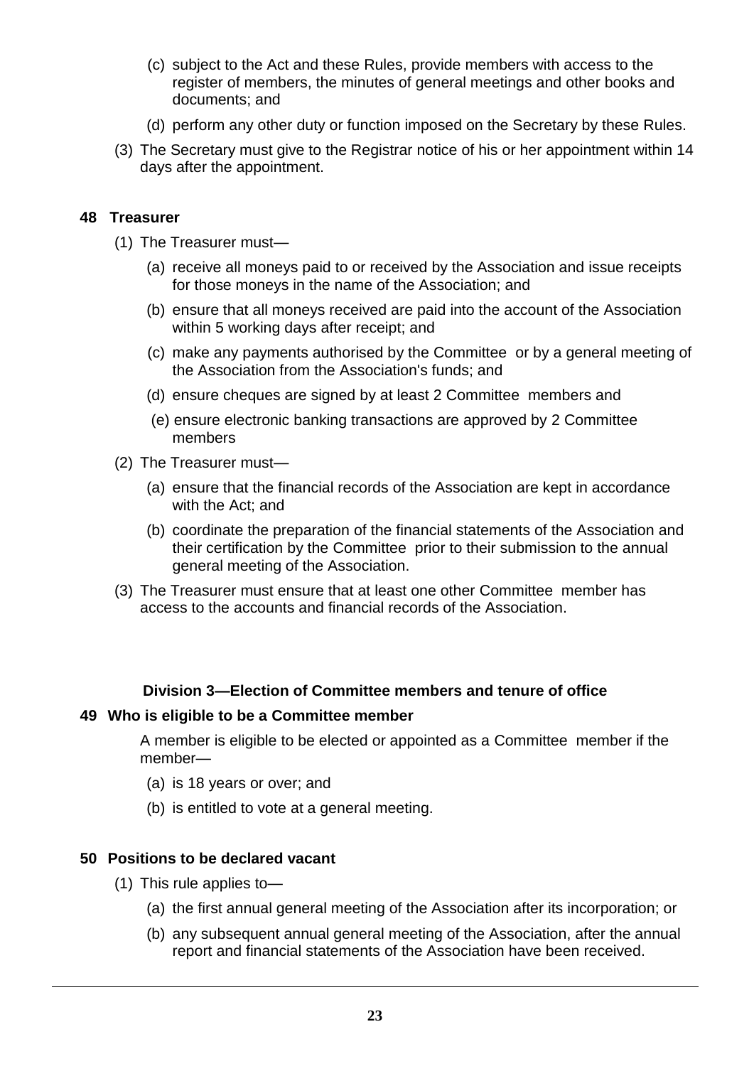(c) subject to the Act and these Rules, provide members with access to the register of members, the minutes of general meetings and other books and documents; and

(d) perform any other duty or function imposed on the Secretary by these Rules.

(3) The Secretary must give to the Registrar notice of his or her appointment within 14 days after the appointment.

### 48 Treasurer

(1) The Treasurer must—

(a) receive all moneys paid to or received by the Association and issue receipts for those moneys in the name of the Association; and

(b) ensure that all moneys received are paid into the account of the Association within 5 working days after receipt; and

(c) make any payments authorised by the Committee or by a general meeting of the Association from the Association's funds; and

(d) ensure cheques are signed by at least 2 Committee members and

(e) ensure electronic banking transactions are approved by 2 Committee members

(2) The Treasurer must—

(a) ensure that the financial records of the Association are kept in accordance with the Act; and

(b) coordinate the preparation of the financial statements of the Association and their certification by the Committee prior to their submission to the annual general meeting of the Association.

(3) The Treasurer must ensure that at least one other Committee member has access to the accounts and financial records of the Association.

## Division 3—Election of Committee members and tenure of office

### 49 Who is eligible to be a Committee member

A member is eligible to be elected or appointed as a Committee member if the member—

(a) is 18 years or over; and

(b) is entitled to vote at a general meeting.

### 50 Positions to be declared vacant

(1) This rule applies to—

(a) the first annual general meeting of the Association after its incorporation; or

(b) any subsequent annual general meeting of the Association, after the annual report and financial statements of the Association have been received.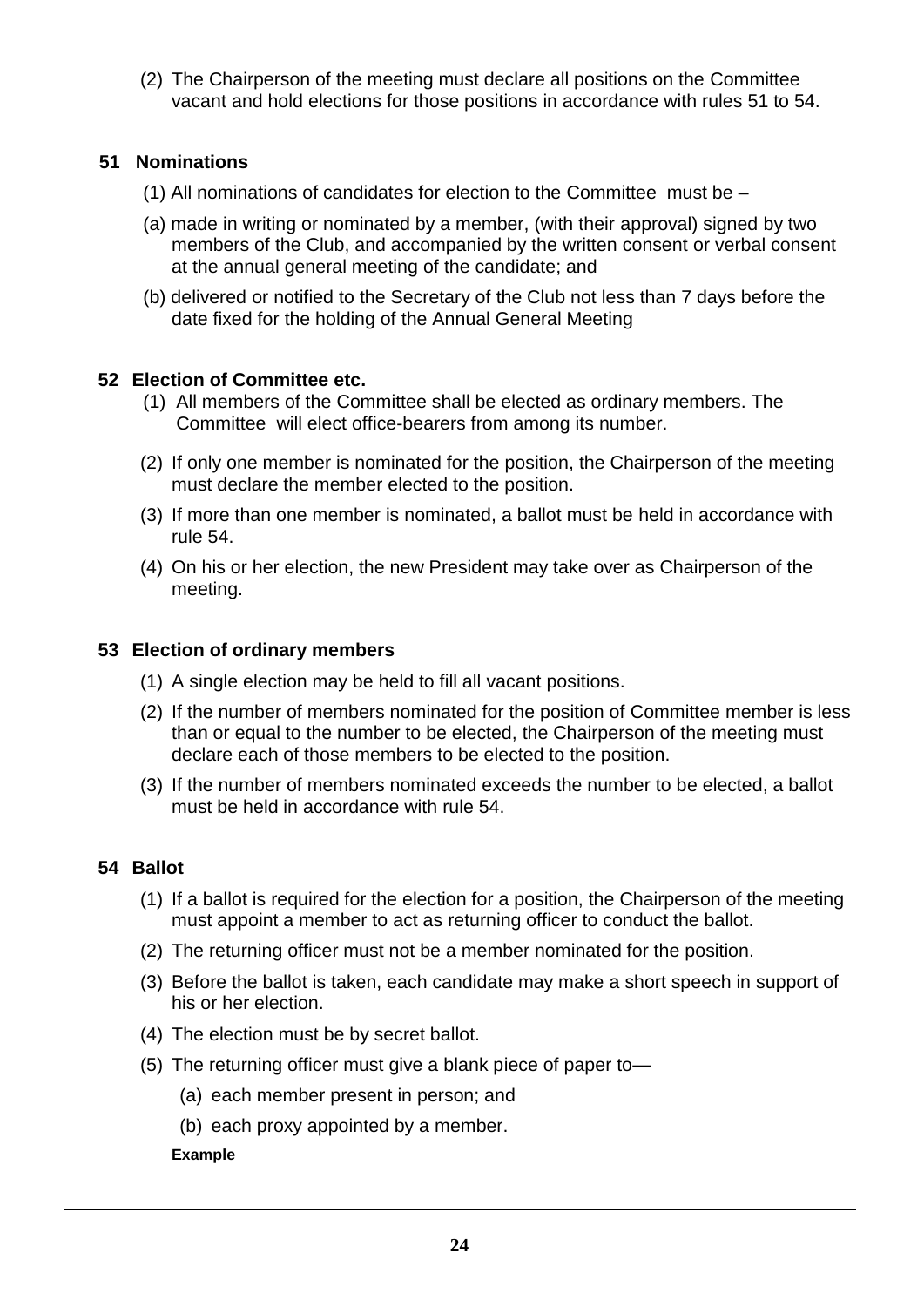(2) The Chairperson of the meeting must declare all positions on the Committee vacant and hold elections for those positions in accordance with rules 51 to 54.

## 51 Nominations

(1) All nominations of candidates for election to the Committee must be –

(a) made in writing or nominated by a member, (with their approval) signed by two members of the Club, and accompanied by the written consent or verbal consent at the annual general meeting of the candidate; and

(b) delivered or notified to the Secretary of the Club not less than 7 days before the date fixed for the holding of the Annual General Meeting

## 52 Election of Committee etc.

(1) All members of the Committee shall be elected as ordinary members. The Committee will elect office-bearers from among its number.

(2) If only one member is nominated for the position, the Chairperson of the meeting must declare the member elected to the position.

(3) If more than one member is nominated, a ballot must be held in accordance with rule 54.

(4) On his or her election, the new President may take over as Chairperson of the meeting.

## 53 Election of ordinary members

(1) A single election may be held to fill all vacant positions.

(2) If the number of members nominated for the position of Committee member is less than or equal to the number to be elected, the Chairperson of the meeting must declare each of those members to be elected to the position.

(3) If the number of members nominated exceeds the number to be elected, a ballot must be held in accordance with rule 54.

## 54 Ballot

(1) If a ballot is required for the election for a position, the Chairperson of the meeting must appoint a member to act as returning officer to conduct the ballot.

(2) The returning officer must not be a member nominated for the position.

(3) Before the ballot is taken, each candidate may make a short speech in support of his or her election.

(4) The election must be by secret ballot.

(5) The returning officer must give a blank piece of paper to—

(a) each member present in person; and

(b) each proxy appointed by a member.

**Example**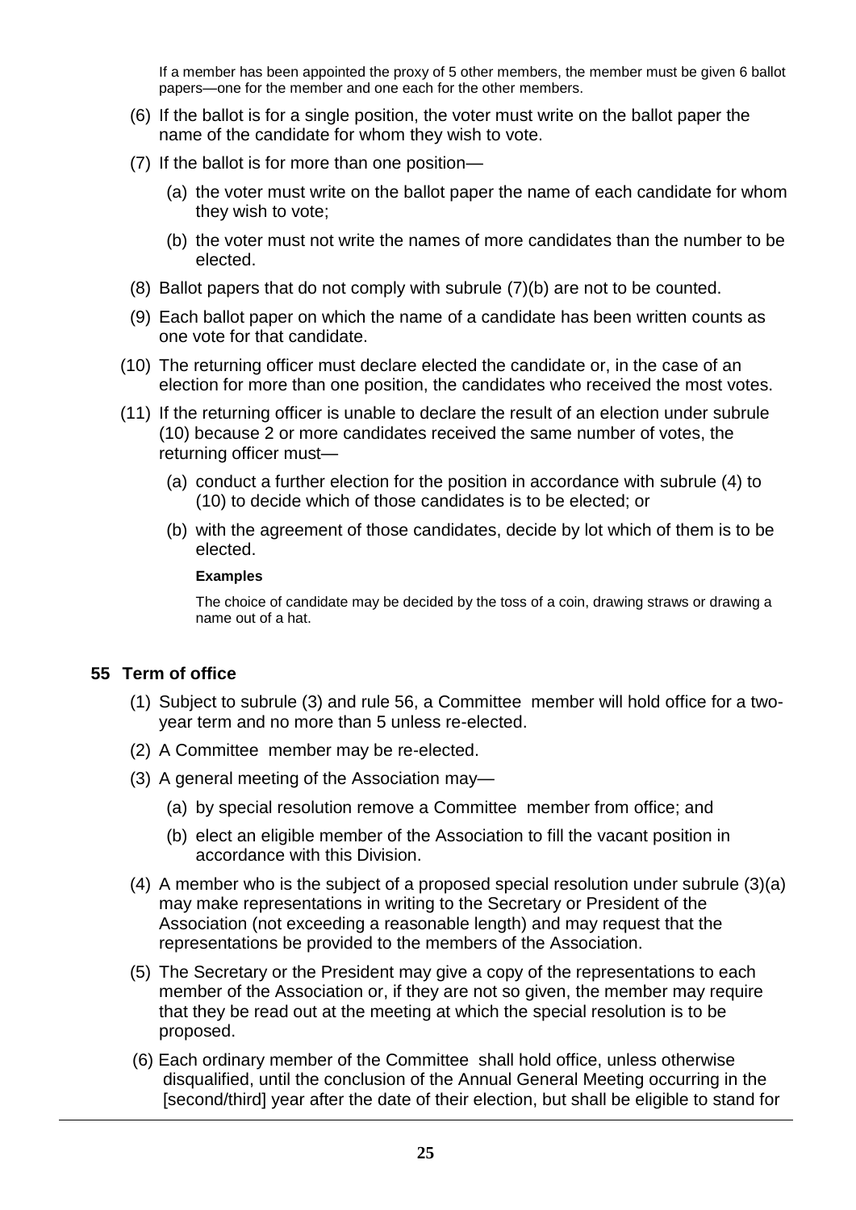If a member has been appointed the proxy of 5 other members, the member must be given 6 ballot papers—one for the member and one each for the other members.

(6) If the ballot is for a single position, the voter must write on the ballot paper the name of the candidate for whom they wish to vote.

(7) If the ballot is for more than one position—

(a) the voter must write on the ballot paper the name of each candidate for whom they wish to vote;

(b) the voter must not write the names of more candidates than the number to be elected.

(8) Ballot papers that do not comply with subrule (7)(b) are not to be counted.

(9) Each ballot paper on which the name of a candidate has been written counts as one vote for that candidate.

(10) The returning officer must declare elected the candidate or, in the case of an election for more than one position, the candidates who received the most votes.

(11) If the returning officer is unable to declare the result of an election under subrule (10) because 2 or more candidates received the same number of votes, the returning officer must—

(a) conduct a further election for the position in accordance with subrule (4) to (10) to decide which of those candidates is to be elected; or

(b) with the agreement of those candidates, decide by lot which of them is to be elected.

**Examples**

The choice of candidate may be decided by the toss of a coin, drawing straws or drawing a name out of a hat.

## 55 Term of office

(1) Subject to subrule (3) and rule 56, a Committee member will hold office for a two-year term and no more than 5 unless re-elected.

(2) A Committee member may be re-elected.

(3) A general meeting of the Association may—

(a) by special resolution remove a Committee member from office; and

(b) elect an eligible member of the Association to fill the vacant position in accordance with this Division.

(4) A member who is the subject of a proposed special resolution under subrule (3)(a) may make representations in writing to the Secretary or President of the Association (not exceeding a reasonable length) and may request that the representations be provided to the members of the Association.

(5) The Secretary or the President may give a copy of the representations to each member of the Association or, if they are not so given, the member may require that they be read out at the meeting at which the special resolution is to be proposed.

(6) Each ordinary member of the Committee shall hold office, unless otherwise disqualified, until the conclusion of the Annual General Meeting occurring in the [second/third] year after the date of their election, but shall be eligible to stand for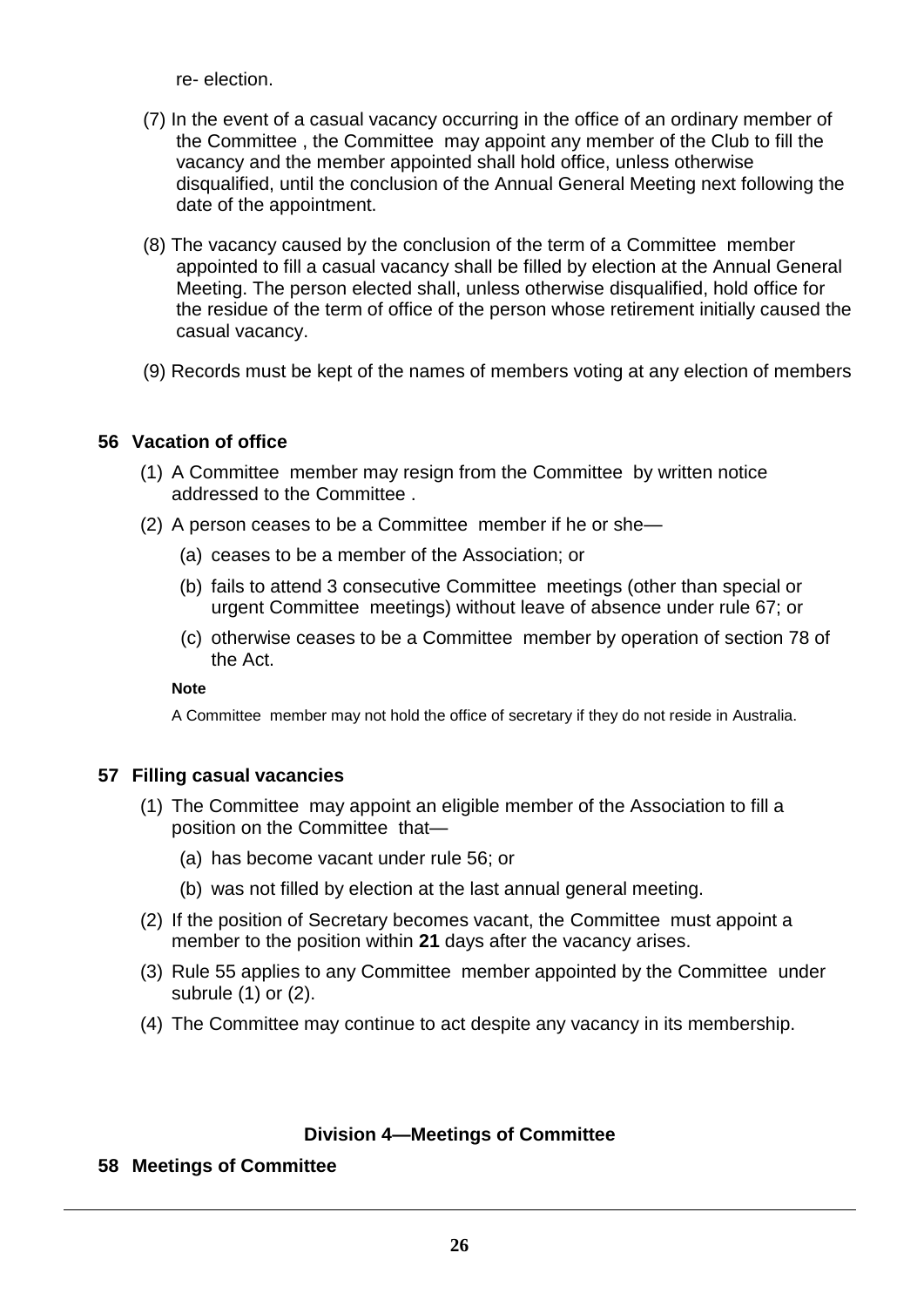re- election.

(7) In the event of a casual vacancy occurring in the office of an ordinary member of the Committee , the Committee may appoint any member of the Club to fill the vacancy and the member appointed shall hold office, unless otherwise disqualified, until the conclusion of the Annual General Meeting next following the date of the appointment.

(8) The vacancy caused by the conclusion of the term of a Committee member appointed to fill a casual vacancy shall be filled by election at the Annual General Meeting. The person elected shall, unless otherwise disqualified, hold office for the residue of the term of office of the person whose retirement initially caused the casual vacancy.

(9) Records must be kept of the names of members voting at any election of members

### 56 Vacation of office

(1) A Committee member may resign from the Committee by written notice addressed to the Committee .

(2) A person ceases to be a Committee member if he or she—

  (a) ceases to be a member of the Association; or

  (b) fails to attend 3 consecutive Committee meetings (other than special or urgent Committee meetings) without leave of absence under rule 67; or

  (c) otherwise ceases to be a Committee member by operation of section 78 of the Act.

**Note**

A Committee member may not hold the office of secretary if they do not reside in Australia.

### 57 Filling casual vacancies

(1) The Committee may appoint an eligible member of the Association to fill a position on the Committee that—

  (a) has become vacant under rule 56; or

  (b) was not filled by election at the last annual general meeting.

(2) If the position of Secretary becomes vacant, the Committee must appoint a member to the position within **21** days after the vacancy arises.

(3) Rule 55 applies to any Committee member appointed by the Committee under subrule (1) or (2).

(4) The Committee may continue to act despite any vacancy in its membership.

## Division 4—Meetings of Committee

### 58 Meetings of Committee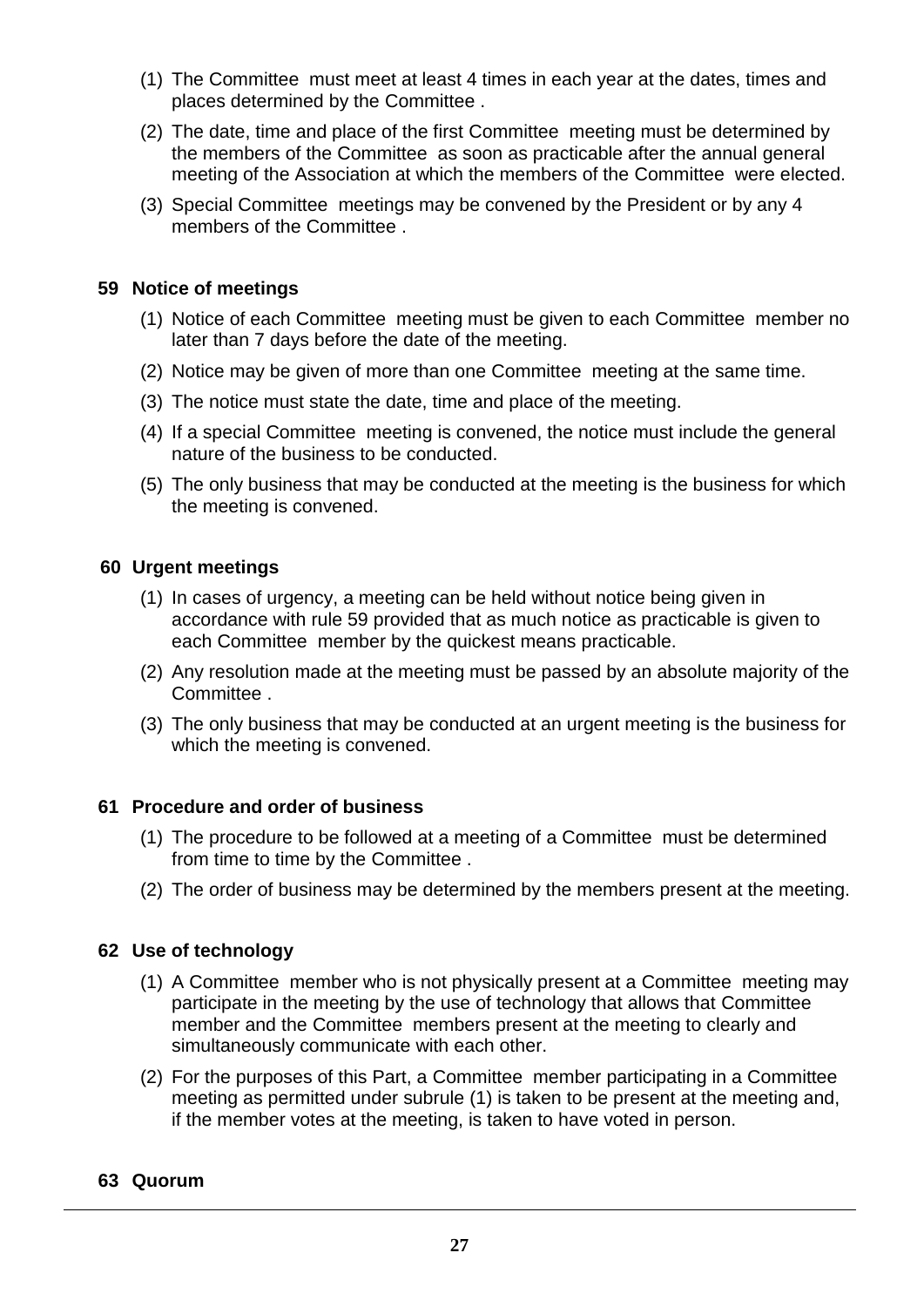(1) The Committee must meet at least 4 times in each year at the dates, times and places determined by the Committee .

(2) The date, time and place of the first Committee meeting must be determined by the members of the Committee as soon as practicable after the annual general meeting of the Association at which the members of the Committee were elected.

(3) Special Committee meetings may be convened by the President or by any 4 members of the Committee .

### 59 Notice of meetings

(1) Notice of each Committee meeting must be given to each Committee member no later than 7 days before the date of the meeting.

(2) Notice may be given of more than one Committee meeting at the same time.

(3) The notice must state the date, time and place of the meeting.

(4) If a special Committee meeting is convened, the notice must include the general nature of the business to be conducted.

(5) The only business that may be conducted at the meeting is the business for which the meeting is convened.

### 60 Urgent meetings

(1) In cases of urgency, a meeting can be held without notice being given in accordance with rule 59 provided that as much notice as practicable is given to each Committee member by the quickest means practicable.

(2) Any resolution made at the meeting must be passed by an absolute majority of the Committee .

(3) The only business that may be conducted at an urgent meeting is the business for which the meeting is convened.

### 61 Procedure and order of business

(1) The procedure to be followed at a meeting of a Committee must be determined from time to time by the Committee .

(2) The order of business may be determined by the members present at the meeting.

### 62 Use of technology

(1) A Committee member who is not physically present at a Committee meeting may participate in the meeting by the use of technology that allows that Committee member and the Committee members present at the meeting to clearly and simultaneously communicate with each other.

(2) For the purposes of this Part, a Committee member participating in a Committee meeting as permitted under subrule (1) is taken to be present at the meeting and, if the member votes at the meeting, is taken to have voted in person.

### 63 Quorum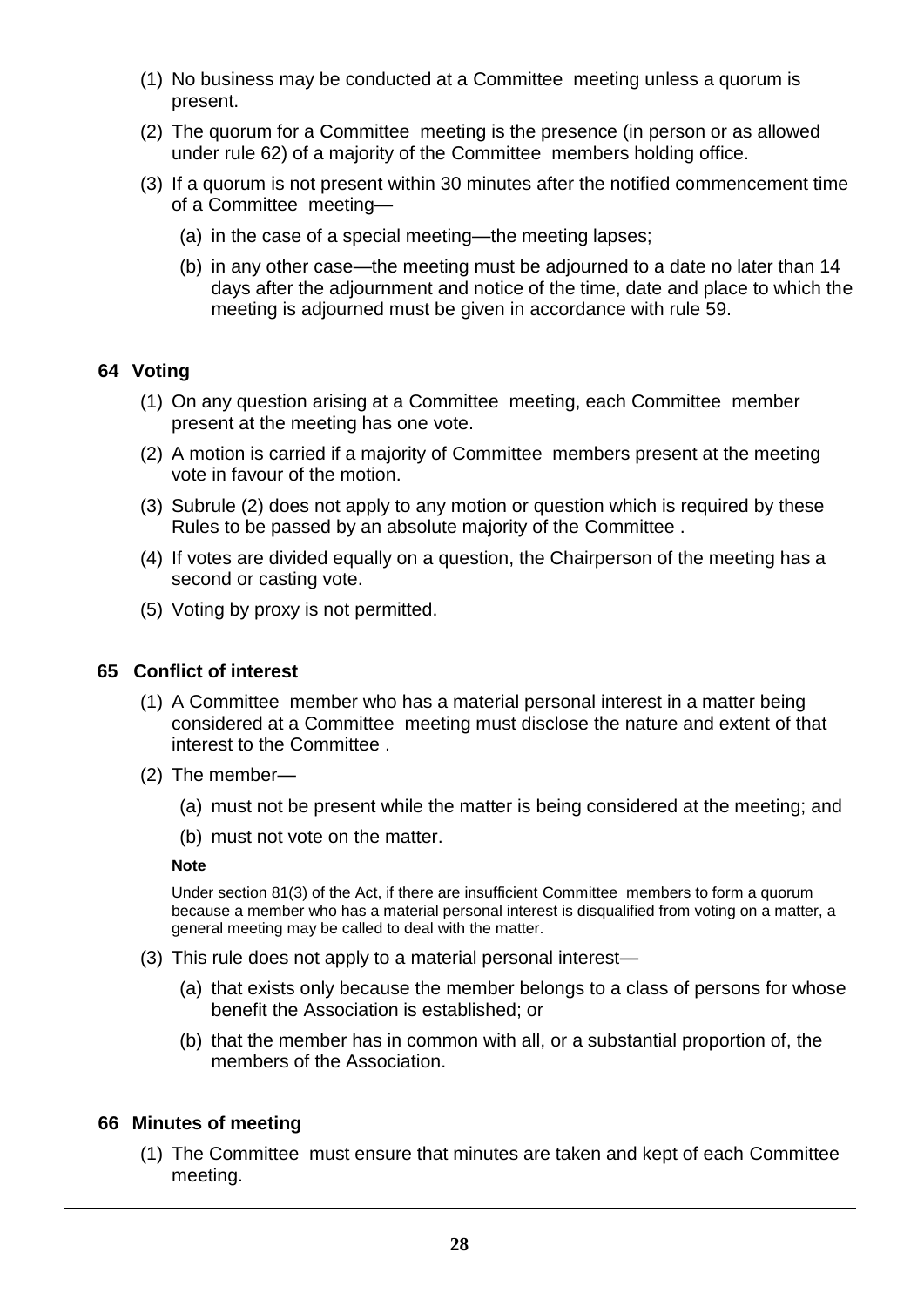(1) No business may be conducted at a Committee meeting unless a quorum is present.

(2) The quorum for a Committee meeting is the presence (in person or as allowed under rule 62) of a majority of the Committee members holding office.

(3) If a quorum is not present within 30 minutes after the notified commencement time of a Committee meeting—

(a) in the case of a special meeting—the meeting lapses;

(b) in any other case—the meeting must be adjourned to a date no later than 14 days after the adjournment and notice of the time, date and place to which the meeting is adjourned must be given in accordance with rule 59.

### 64 Voting

(1) On any question arising at a Committee meeting, each Committee member present at the meeting has one vote.

(2) A motion is carried if a majority of Committee members present at the meeting vote in favour of the motion.

(3) Subrule (2) does not apply to any motion or question which is required by these Rules to be passed by an absolute majority of the Committee .

(4) If votes are divided equally on a question, the Chairperson of the meeting has a second or casting vote.

(5) Voting by proxy is not permitted.

### 65 Conflict of interest

(1) A Committee member who has a material personal interest in a matter being considered at a Committee meeting must disclose the nature and extent of that interest to the Committee .

(2) The member—

(a) must not be present while the matter is being considered at the meeting; and

(b) must not vote on the matter.

**Note**

Under section 81(3) of the Act, if there are insufficient Committee members to form a quorum because a member who has a material personal interest is disqualified from voting on a matter, a general meeting may be called to deal with the matter.

(3) This rule does not apply to a material personal interest—

(a) that exists only because the member belongs to a class of persons for whose benefit the Association is established; or

(b) that the member has in common with all, or a substantial proportion of, the members of the Association.

### 66 Minutes of meeting

(1) The Committee must ensure that minutes are taken and kept of each Committee meeting.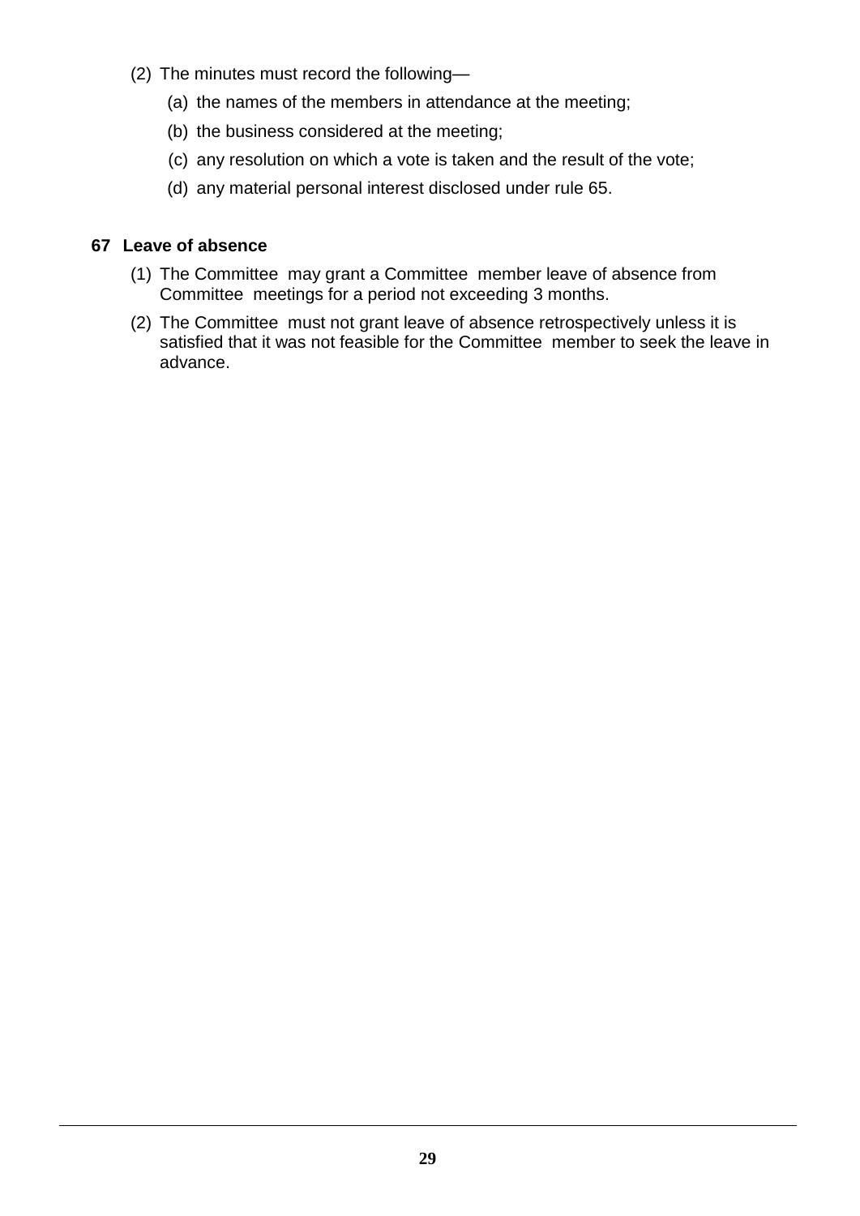(2) The minutes must record the following—

(a) the names of the members in attendance at the meeting;

(b) the business considered at the meeting;

(c) any resolution on which a vote is taken and the result of the vote;

(d) any material personal interest disclosed under rule 65.

### 67 Leave of absence

(1) The Committee may grant a Committee member leave of absence from Committee meetings for a period not exceeding 3 months.

(2) The Committee must not grant leave of absence retrospectively unless it is satisfied that it was not feasible for the Committee member to seek the leave in advance.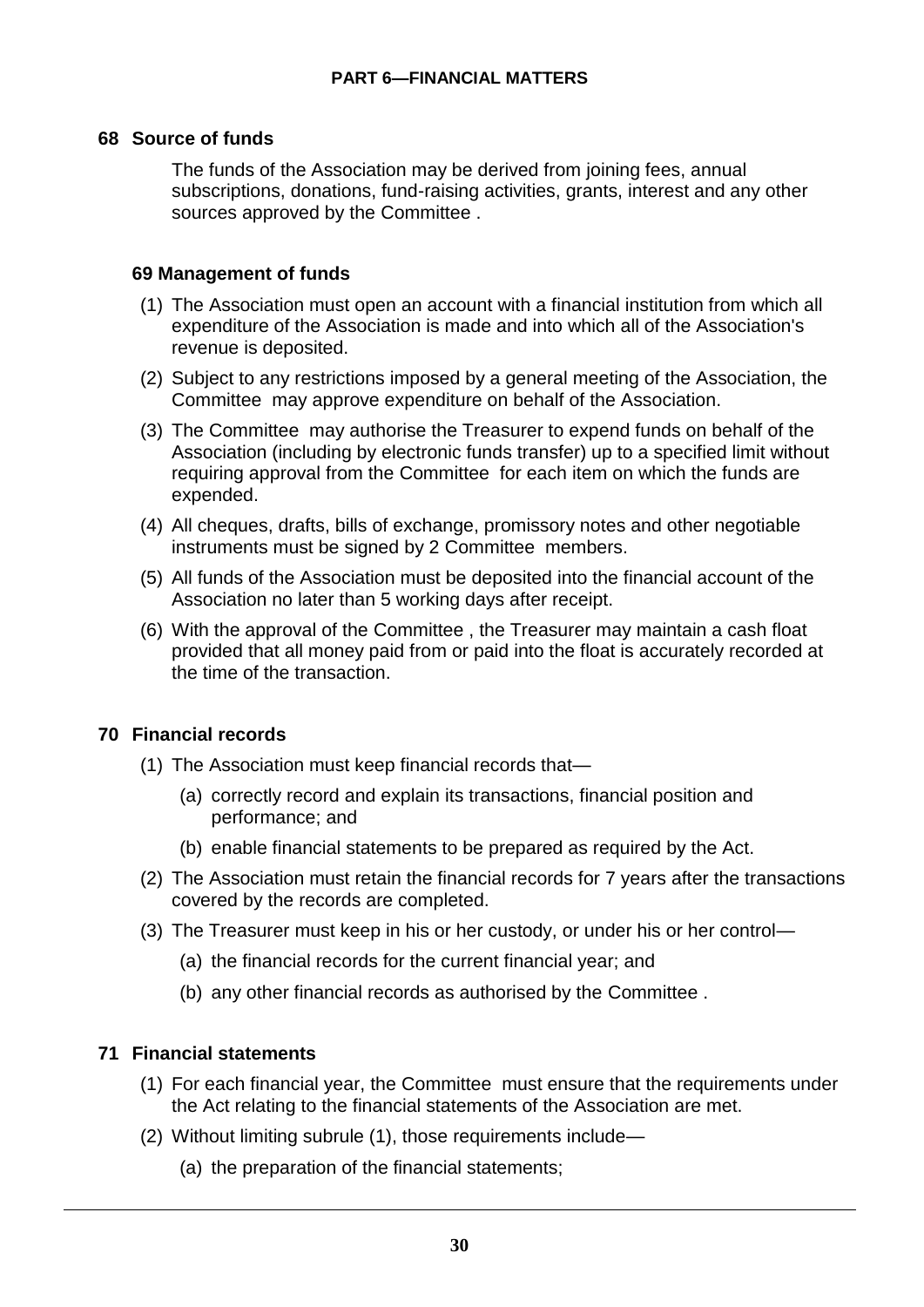## PART 6—FINANCIAL MATTERS

### 68 Source of funds

The funds of the Association may be derived from joining fees, annual subscriptions, donations, fund-raising activities, grants, interest and any other sources approved by the Committee .

### 69 Management of funds

(1) The Association must open an account with a financial institution from which all expenditure of the Association is made and into which all of the Association's revenue is deposited.

(2) Subject to any restrictions imposed by a general meeting of the Association, the Committee may approve expenditure on behalf of the Association.

(3) The Committee may authorise the Treasurer to expend funds on behalf of the Association (including by electronic funds transfer) up to a specified limit without requiring approval from the Committee for each item on which the funds are expended.

(4) All cheques, drafts, bills of exchange, promissory notes and other negotiable instruments must be signed by 2 Committee members.

(5) All funds of the Association must be deposited into the financial account of the Association no later than 5 working days after receipt.

(6) With the approval of the Committee , the Treasurer may maintain a cash float provided that all money paid from or paid into the float is accurately recorded at the time of the transaction.

### 70 Financial records

(1) The Association must keep financial records that—

(a) correctly record and explain its transactions, financial position and performance; and

(b) enable financial statements to be prepared as required by the Act.

(2) The Association must retain the financial records for 7 years after the transactions covered by the records are completed.

(3) The Treasurer must keep in his or her custody, or under his or her control—

(a) the financial records for the current financial year; and

(b) any other financial records as authorised by the Committee .

### 71 Financial statements

(1) For each financial year, the Committee must ensure that the requirements under the Act relating to the financial statements of the Association are met.

(2) Without limiting subrule (1), those requirements include—

(a) the preparation of the financial statements;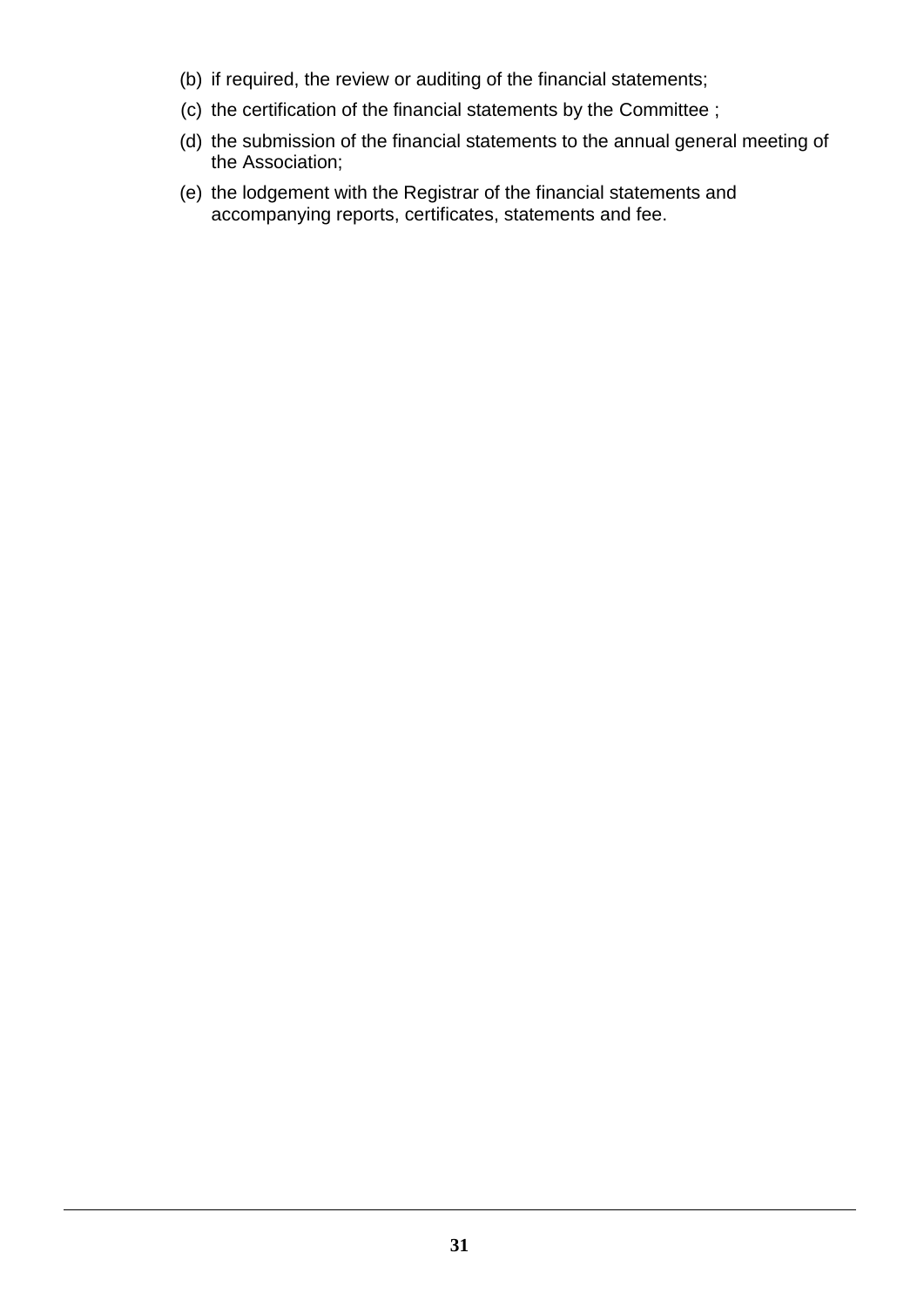(b) if required, the review or auditing of the financial statements;

(c) the certification of the financial statements by the Committee ;

(d) the submission of the financial statements to the annual general meeting of the Association;

(e) the lodgement with the Registrar of the financial statements and accompanying reports, certificates, statements and fee.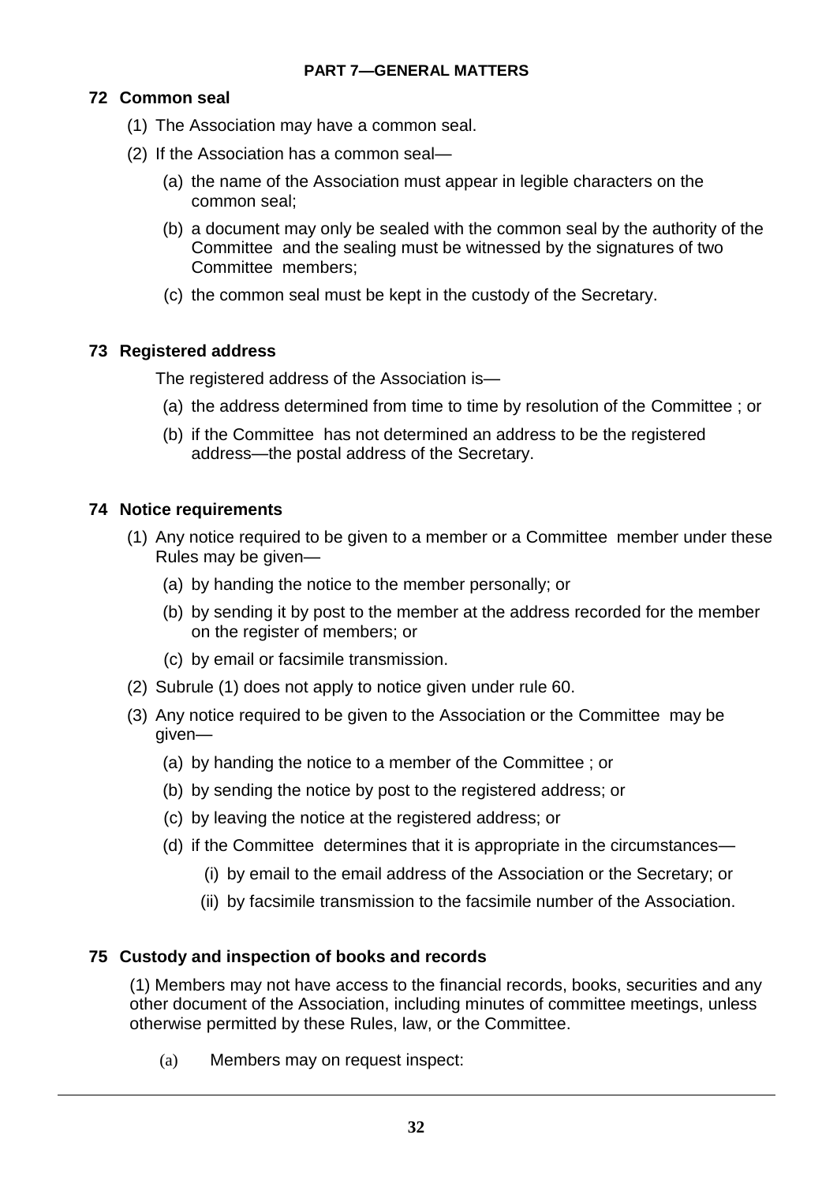## PART 7—GENERAL MATTERS

### 72 Common seal

(1) The Association may have a common seal.

(2) If the Association has a common seal—

   (a) the name of the Association must appear in legible characters on the common seal;

   (b) a document may only be sealed with the common seal by the authority of the Committee and the sealing must be witnessed by the signatures of two Committee members;

   (c) the common seal must be kept in the custody of the Secretary.

### 73 Registered address

The registered address of the Association is—

   (a) the address determined from time to time by resolution of the Committee ; or

   (b) if the Committee has not determined an address to be the registered address—the postal address of the Secretary.

### 74 Notice requirements

(1) Any notice required to be given to a member or a Committee member under these Rules may be given—

   (a) by handing the notice to the member personally; or

   (b) by sending it by post to the member at the address recorded for the member on the register of members; or

   (c) by email or facsimile transmission.

(2) Subrule (1) does not apply to notice given under rule 60.

(3) Any notice required to be given to the Association or the Committee may be given—

   (a) by handing the notice to a member of the Committee ; or

   (b) by sending the notice by post to the registered address; or

   (c) by leaving the notice at the registered address; or

   (d) if the Committee determines that it is appropriate in the circumstances—

      (i) by email to the email address of the Association or the Secretary; or

      (ii) by facsimile transmission to the facsimile number of the Association.

### 75 Custody and inspection of books and records

(1) Members may not have access to the financial records, books, securities and any other document of the Association, including minutes of committee meetings, unless otherwise permitted by these Rules, law, or the Committee.

   (a) Members may on request inspect: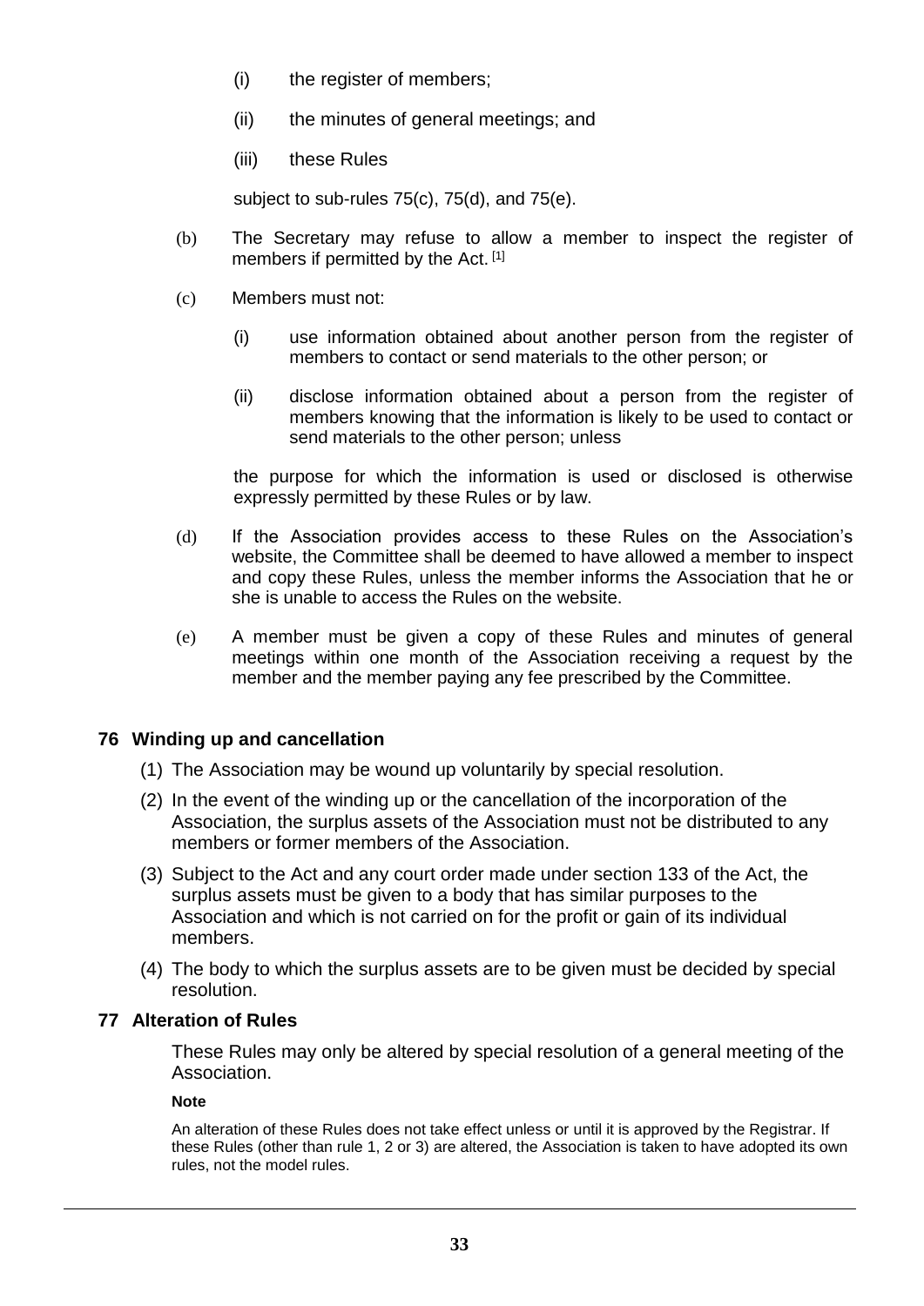(i) the register of members;

(ii) the minutes of general meetings; and

(iii) these Rules

subject to sub-rules 75(c), 75(d), and 75(e).

(b) The Secretary may refuse to allow a member to inspect the register of members if permitted by the Act. [1]

(c) Members must not:

(i) use information obtained about another person from the register of members to contact or send materials to the other person; or

(ii) disclose information obtained about a person from the register of members knowing that the information is likely to be used to contact or send materials to the other person; unless

the purpose for which the information is used or disclosed is otherwise expressly permitted by these Rules or by law.

(d) If the Association provides access to these Rules on the Association's website, the Committee shall be deemed to have allowed a member to inspect and copy these Rules, unless the member informs the Association that he or she is unable to access the Rules on the website.

(e) A member must be given a copy of these Rules and minutes of general meetings within one month of the Association receiving a request by the member and the member paying any fee prescribed by the Committee.

### 76 Winding up and cancellation

(1) The Association may be wound up voluntarily by special resolution.

(2) In the event of the winding up or the cancellation of the incorporation of the Association, the surplus assets of the Association must not be distributed to any members or former members of the Association.

(3) Subject to the Act and any court order made under section 133 of the Act, the surplus assets must be given to a body that has similar purposes to the Association and which is not carried on for the profit or gain of its individual members.

(4) The body to which the surplus assets are to be given must be decided by special resolution.

### 77 Alteration of Rules

These Rules may only be altered by special resolution of a general meeting of the Association.

**Note**

An alteration of these Rules does not take effect unless or until it is approved by the Registrar. If these Rules (other than rule 1, 2 or 3) are altered, the Association is taken to have adopted its own rules, not the model rules.